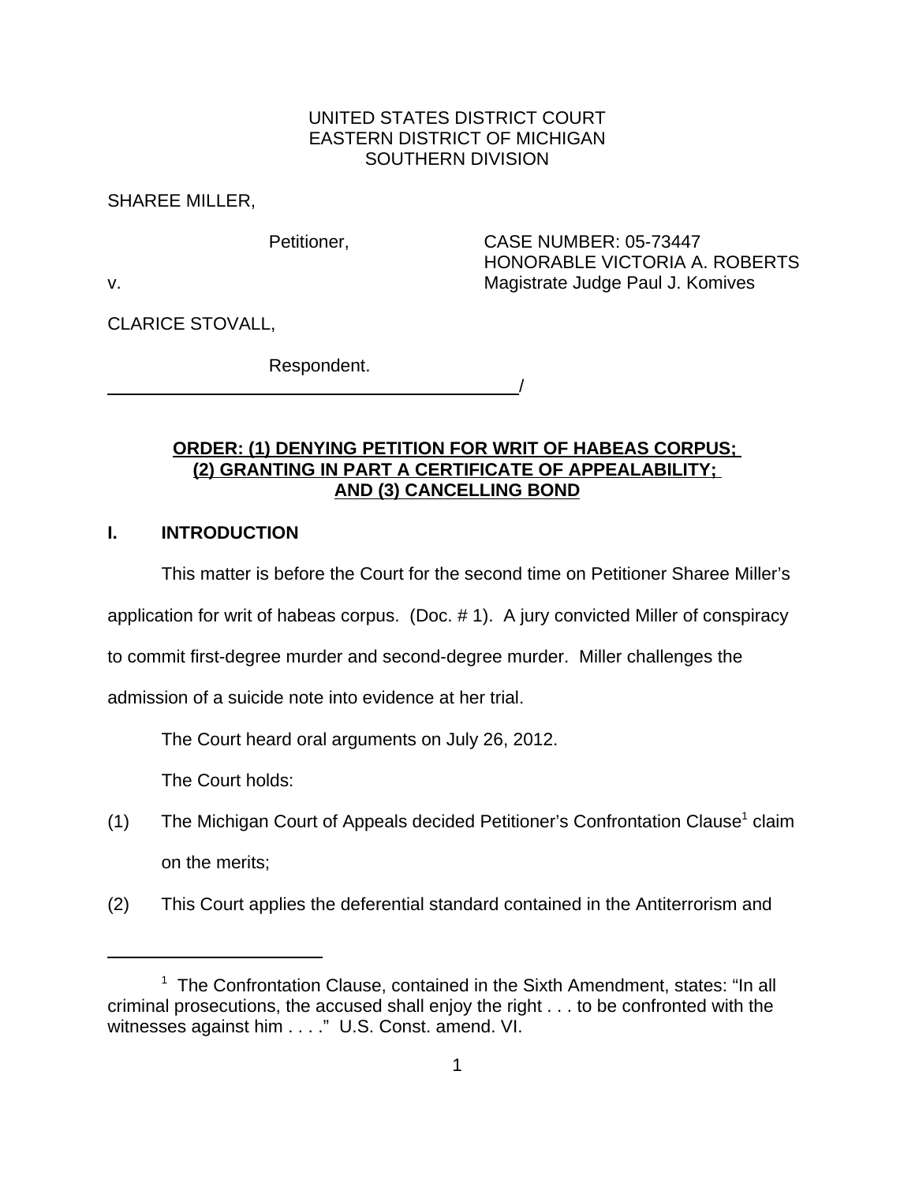UNITED STATES DISTRICT COURT
EASTERN DISTRICT OF MICHIGAN
SOUTHERN DIVISION

SHAREE MILLER,

Petitioner,

CASE NUMBER: 05-73447
HONORABLE VICTORIA A. ROBERTS
Magistrate Judge Paul J. Komives

v.

CLARICE STOVALL,

Respondent.

______________________________________/

**ORDER: (1) DENYING PETITION FOR WRIT OF HABEAS CORPUS; (2) GRANTING IN PART A CERTIFICATE OF APPEALABILITY; AND (3) CANCELLING BOND**

## I. INTRODUCTION

This matter is before the Court for the second time on Petitioner Sharee Miller's application for writ of habeas corpus. (Doc. # 1). A jury convicted Miller of conspiracy to commit first-degree murder and second-degree murder. Miller challenges the admission of a suicide note into evidence at her trial.

The Court heard oral arguments on July 26, 2012.

The Court holds:

(1) The Michigan Court of Appeals decided Petitioner's Confrontation Clause[1] claim on the merits;

(2) This Court applies the deferential standard contained in the Antiterrorism and

---

[1] The Confrontation Clause, contained in the Sixth Amendment, states: "In all criminal prosecutions, the accused shall enjoy the right . . . to be confronted with the witnesses against him . . . ." U.S. Const. amend. VI.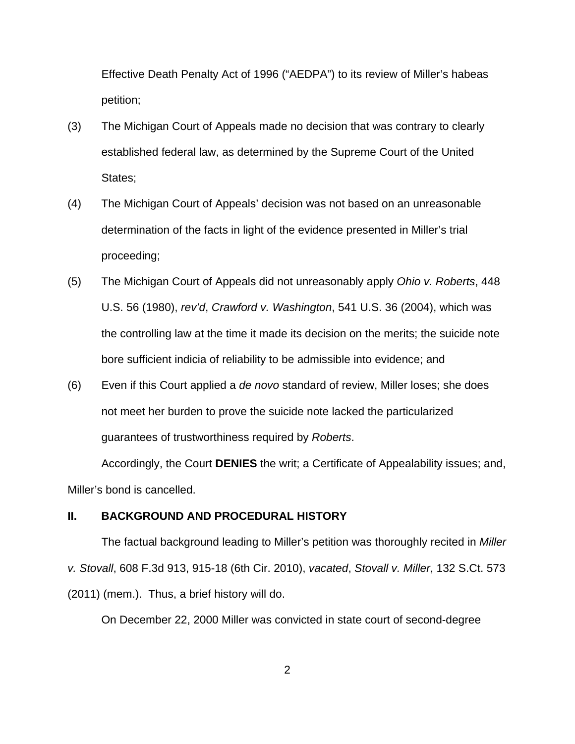Effective Death Penalty Act of 1996 (“AEDPA”) to its review of Miller’s habeas petition;

(3) The Michigan Court of Appeals made no decision that was contrary to clearly established federal law, as determined by the Supreme Court of the United States;

(4) The Michigan Court of Appeals’ decision was not based on an unreasonable determination of the facts in light of the evidence presented in Miller’s trial proceeding;

(5) The Michigan Court of Appeals did not unreasonably apply *Ohio v. Roberts*, 448 U.S. 56 (1980), *rev’d*, *Crawford v. Washington*, 541 U.S. 36 (2004), which was the controlling law at the time it made its decision on the merits; the suicide note bore sufficient indicia of reliability to be admissible into evidence; and

(6) Even if this Court applied a *de novo* standard of review, Miller loses; she does not meet her burden to prove the suicide note lacked the particularized guarantees of trustworthiness required by *Roberts*.

Accordingly, the Court **DENIES** the writ; a Certificate of Appealability issues; and, Miller’s bond is cancelled.

## II. BACKGROUND AND PROCEDURAL HISTORY

The factual background leading to Miller’s petition was thoroughly recited in *Miller v. Stovall*, 608 F.3d 913, 915-18 (6th Cir. 2010), *vacated*, *Stovall v. Miller*, 132 S.Ct. 573 (2011) (mem.). Thus, a brief history will do.

On December 22, 2000 Miller was convicted in state court of second-degree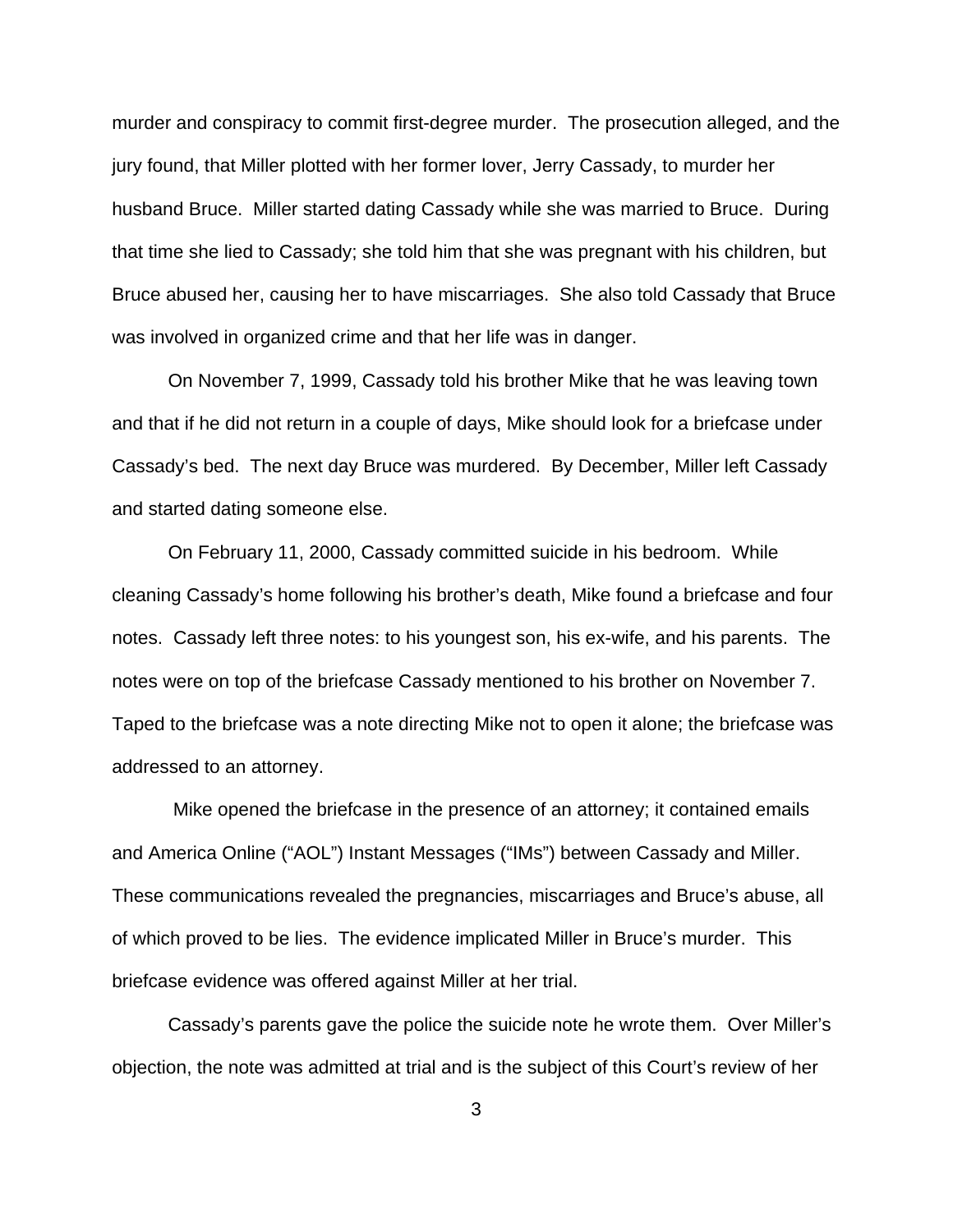murder and conspiracy to commit first-degree murder. The prosecution alleged, and the jury found, that Miller plotted with her former lover, Jerry Cassady, to murder her husband Bruce. Miller started dating Cassady while she was married to Bruce. During that time she lied to Cassady; she told him that she was pregnant with his children, but Bruce abused her, causing her to have miscarriages. She also told Cassady that Bruce was involved in organized crime and that her life was in danger.

On November 7, 1999, Cassady told his brother Mike that he was leaving town and that if he did not return in a couple of days, Mike should look for a briefcase under Cassady's bed. The next day Bruce was murdered. By December, Miller left Cassady and started dating someone else.

On February 11, 2000, Cassady committed suicide in his bedroom. While cleaning Cassady's home following his brother's death, Mike found a briefcase and four notes. Cassady left three notes: to his youngest son, his ex-wife, and his parents. The notes were on top of the briefcase Cassady mentioned to his brother on November 7. Taped to the briefcase was a note directing Mike not to open it alone; the briefcase was addressed to an attorney.

Mike opened the briefcase in the presence of an attorney; it contained emails and America Online ("AOL") Instant Messages ("IMs") between Cassady and Miller. These communications revealed the pregnancies, miscarriages and Bruce's abuse, all of which proved to be lies. The evidence implicated Miller in Bruce's murder. This briefcase evidence was offered against Miller at her trial.

Cassady's parents gave the police the suicide note he wrote them. Over Miller's objection, the note was admitted at trial and is the subject of this Court's review of her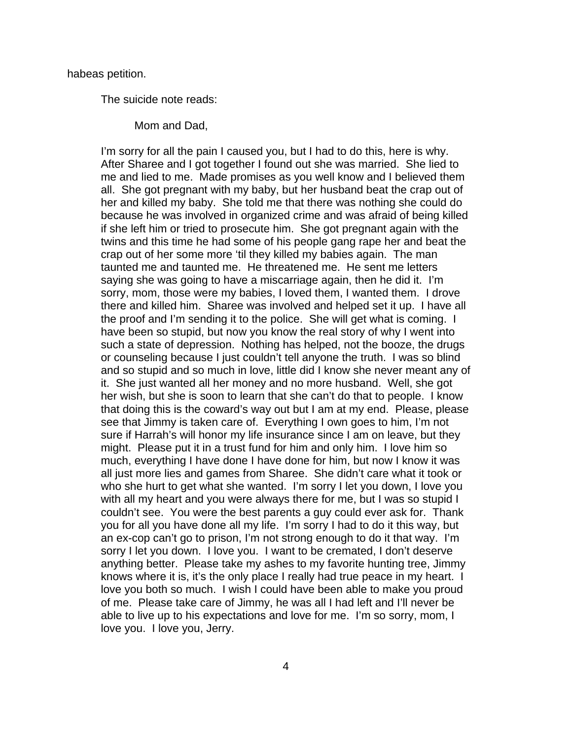habeas petition.

The suicide note reads:

> Mom and Dad,
>
> I'm sorry for all the pain I caused you, but I had to do this, here is why. After Sharee and I got together I found out she was married. She lied to me and lied to me. Made promises as you well know and I believed them all. She got pregnant with my baby, but her husband beat the crap out of her and killed my baby. She told me that there was nothing she could do because he was involved in organized crime and was afraid of being killed if she left him or tried to prosecute him. She got pregnant again with the twins and this time he had some of his people gang rape her and beat the crap out of her some more 'til they killed my babies again. The man taunted me and taunted me. He threatened me. He sent me letters saying she was going to have a miscarriage again, then he did it. I'm sorry, mom, those were my babies, I loved them, I wanted them. I drove there and killed him. Sharee was involved and helped set it up. I have all the proof and I'm sending it to the police. She will get what is coming. I have been so stupid, but now you know the real story of why I went into such a state of depression. Nothing has helped, not the booze, the drugs or counseling because I just couldn't tell anyone the truth. I was so blind and so stupid and so much in love, little did I know she never meant any of it. She just wanted all her money and no more husband. Well, she got her wish, but she is soon to learn that she can't do that to people. I know that doing this is the coward's way out but I am at my end. Please, please see that Jimmy is taken care of. Everything I own goes to him, I'm not sure if Harrah's will honor my life insurance since I am on leave, but they might. Please put it in a trust fund for him and only him. I love him so much, everything I have done I have done for him, but now I know it was all just more lies and games from Sharee. She didn't care what it took or who she hurt to get what she wanted. I'm sorry I let you down, I love you with all my heart and you were always there for me, but I was so stupid I couldn't see. You were the best parents a guy could ever ask for. Thank you for all you have done all my life. I'm sorry I had to do it this way, but an ex-cop can't go to prison, I'm not strong enough to do it that way. I'm sorry I let you down. I love you. I want to be cremated, I don't deserve anything better. Please take my ashes to my favorite hunting tree, Jimmy knows where it is, it's the only place I really had true peace in my heart. I love you both so much. I wish I could have been able to make you proud of me. Please take care of Jimmy, he was all I had left and I'll never be able to live up to his expectations and love for me. I'm so sorry, mom, I love you. I love you, Jerry.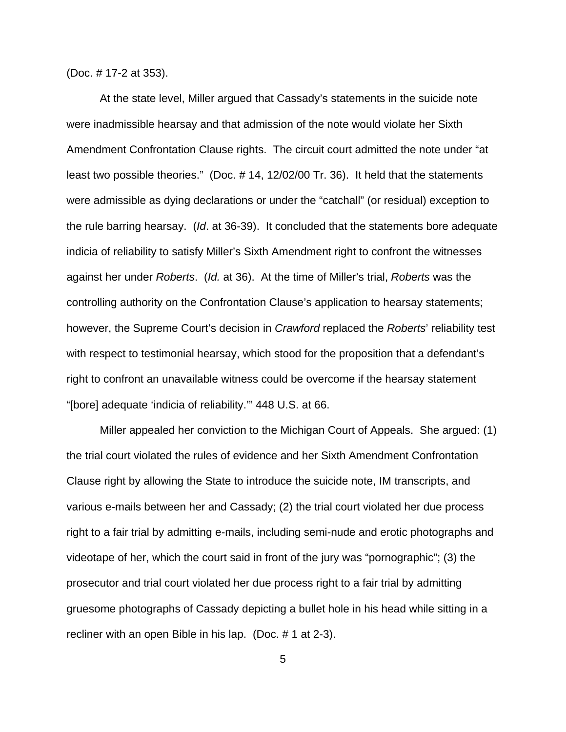(Doc. # 17-2 at 353).

At the state level, Miller argued that Cassady's statements in the suicide note were inadmissible hearsay and that admission of the note would violate her Sixth Amendment Confrontation Clause rights. The circuit court admitted the note under "at least two possible theories." (Doc. # 14, 12/02/00 Tr. 36). It held that the statements were admissible as dying declarations or under the "catchall" (or residual) exception to the rule barring hearsay. (*Id*. at 36-39). It concluded that the statements bore adequate indicia of reliability to satisfy Miller's Sixth Amendment right to confront the witnesses against her under *Roberts*. (*Id.* at 36). At the time of Miller's trial, *Roberts* was the controlling authority on the Confrontation Clause's application to hearsay statements; however, the Supreme Court's decision in *Crawford* replaced the *Roberts*' reliability test with respect to testimonial hearsay, which stood for the proposition that a defendant's right to confront an unavailable witness could be overcome if the hearsay statement "[bore] adequate 'indicia of reliability.'" 448 U.S. at 66.

Miller appealed her conviction to the Michigan Court of Appeals. She argued: (1) the trial court violated the rules of evidence and her Sixth Amendment Confrontation Clause right by allowing the State to introduce the suicide note, IM transcripts, and various e-mails between her and Cassady; (2) the trial court violated her due process right to a fair trial by admitting e-mails, including semi-nude and erotic photographs and videotape of her, which the court said in front of the jury was "pornographic"; (3) the prosecutor and trial court violated her due process right to a fair trial by admitting gruesome photographs of Cassady depicting a bullet hole in his head while sitting in a recliner with an open Bible in his lap. (Doc. # 1 at 2-3).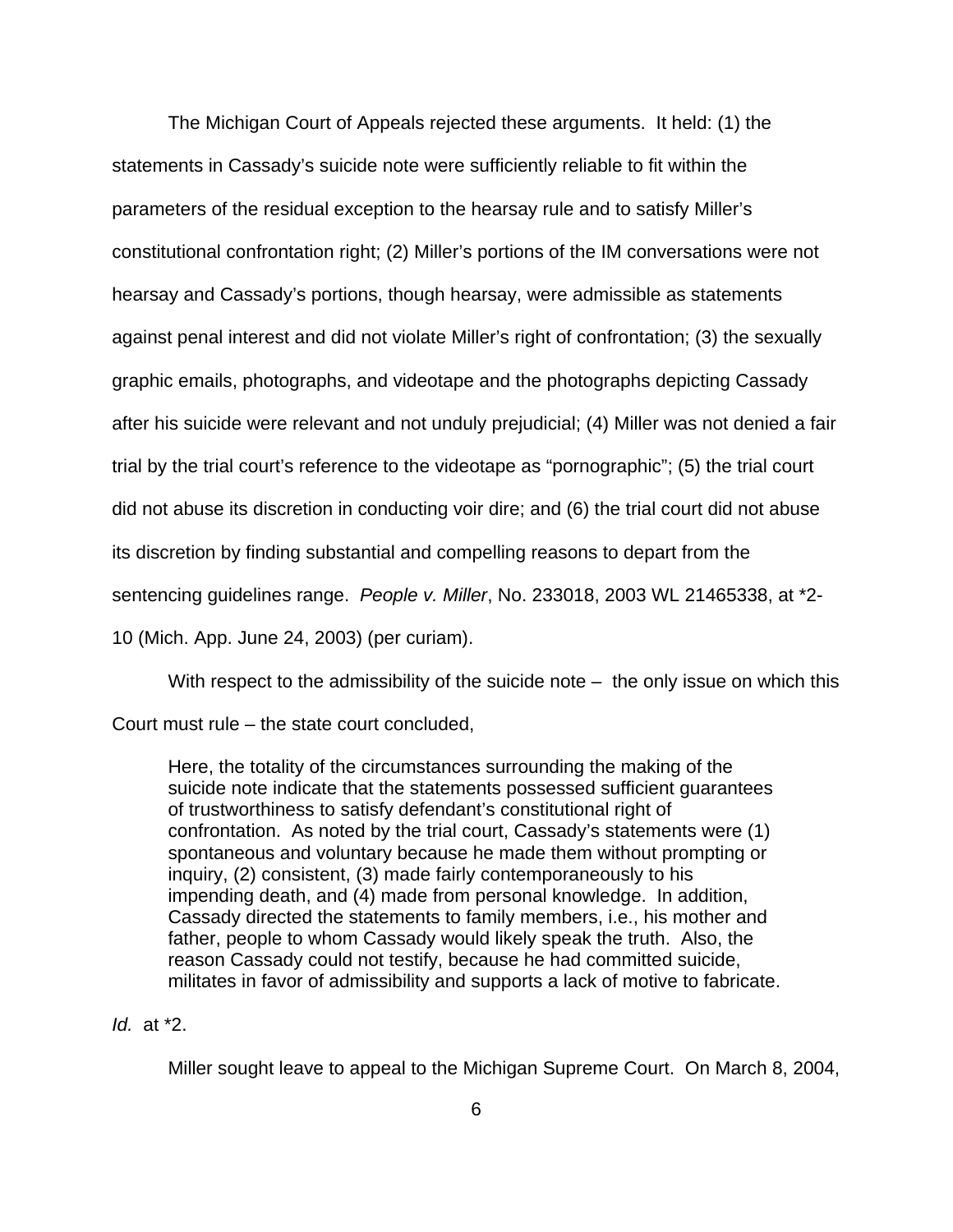The Michigan Court of Appeals rejected these arguments. It held: (1) the statements in Cassady's suicide note were sufficiently reliable to fit within the parameters of the residual exception to the hearsay rule and to satisfy Miller's constitutional confrontation right; (2) Miller's portions of the IM conversations were not hearsay and Cassady's portions, though hearsay, were admissible as statements against penal interest and did not violate Miller's right of confrontation; (3) the sexually graphic emails, photographs, and videotape and the photographs depicting Cassady after his suicide were relevant and not unduly prejudicial; (4) Miller was not denied a fair trial by the trial court's reference to the videotape as "pornographic"; (5) the trial court did not abuse its discretion in conducting voir dire; and (6) the trial court did not abuse its discretion by finding substantial and compelling reasons to depart from the sentencing guidelines range. *People v. Miller*, No. 233018, 2003 WL 21465338, at *2-10 (Mich. App. June 24, 2003) (per curiam).

With respect to the admissibility of the suicide note – the only issue on which this Court must rule – the state court concluded,

> Here, the totality of the circumstances surrounding the making of the suicide note indicate that the statements possessed sufficient guarantees of trustworthiness to satisfy defendant's constitutional right of confrontation. As noted by the trial court, Cassady's statements were (1) spontaneous and voluntary because he made them without prompting or inquiry, (2) consistent, (3) made fairly contemporaneously to his impending death, and (4) made from personal knowledge. In addition, Cassady directed the statements to family members, i.e., his mother and father, people to whom Cassady would likely speak the truth. Also, the reason Cassady could not testify, because he had committed suicide, militates in favor of admissibility and supports a lack of motive to fabricate.

*Id.* at *2.

Miller sought leave to appeal to the Michigan Supreme Court. On March 8, 2004,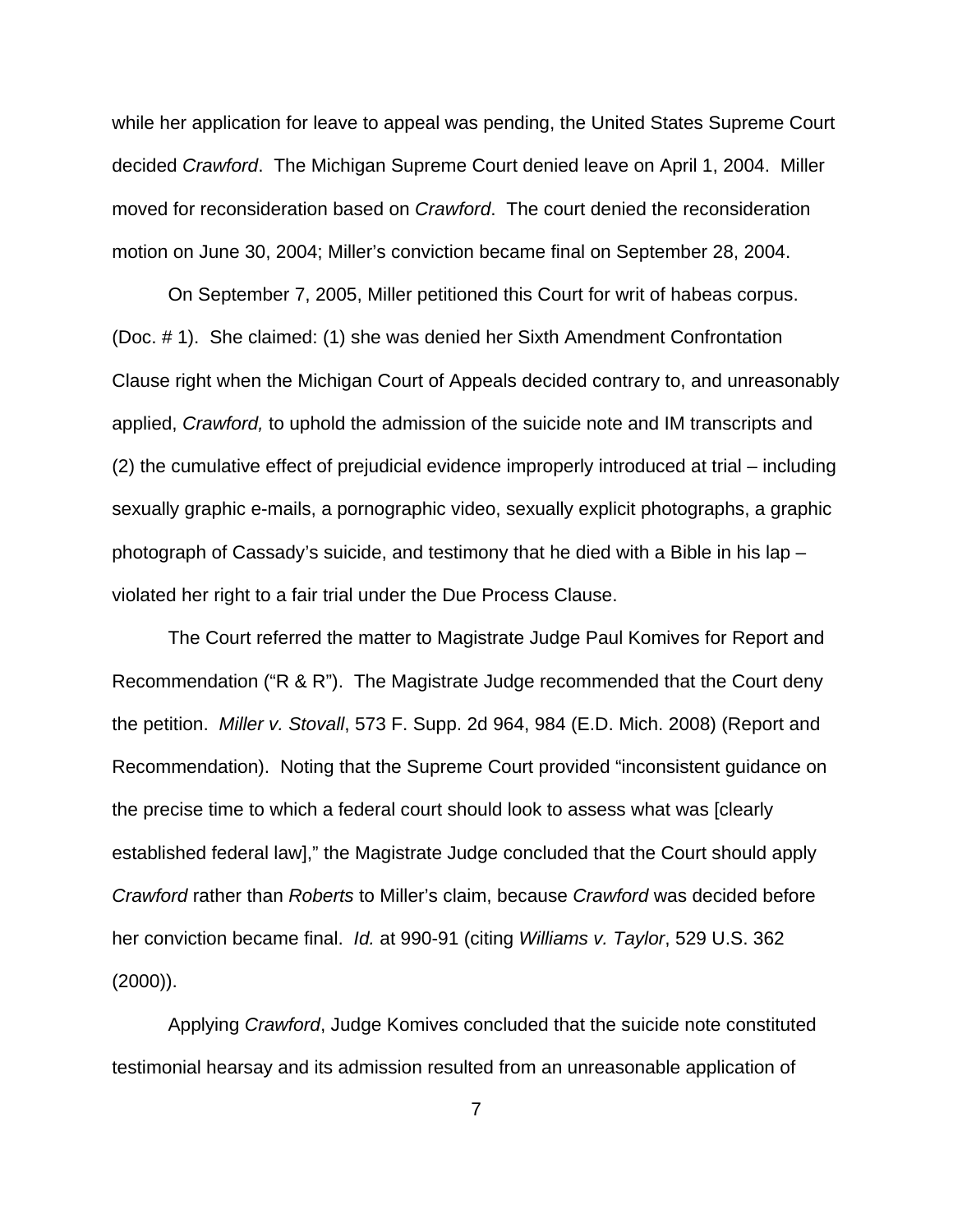while her application for leave to appeal was pending, the United States Supreme Court decided *Crawford*. The Michigan Supreme Court denied leave on April 1, 2004. Miller moved for reconsideration based on *Crawford*. The court denied the reconsideration motion on June 30, 2004; Miller's conviction became final on September 28, 2004.

On September 7, 2005, Miller petitioned this Court for writ of habeas corpus. (Doc. # 1). She claimed: (1) she was denied her Sixth Amendment Confrontation Clause right when the Michigan Court of Appeals decided contrary to, and unreasonably applied, *Crawford,* to uphold the admission of the suicide note and IM transcripts and (2) the cumulative effect of prejudicial evidence improperly introduced at trial – including sexually graphic e-mails, a pornographic video, sexually explicit photographs, a graphic photograph of Cassady's suicide, and testimony that he died with a Bible in his lap – violated her right to a fair trial under the Due Process Clause.

The Court referred the matter to Magistrate Judge Paul Komives for Report and Recommendation ("R & R"). The Magistrate Judge recommended that the Court deny the petition. *Miller v. Stovall*, 573 F. Supp. 2d 964, 984 (E.D. Mich. 2008) (Report and Recommendation). Noting that the Supreme Court provided "inconsistent guidance on the precise time to which a federal court should look to assess what was [clearly established federal law]," the Magistrate Judge concluded that the Court should apply *Crawford* rather than *Roberts* to Miller's claim, because *Crawford* was decided before her conviction became final. *Id.* at 990-91 (citing *Williams v. Taylor*, 529 U.S. 362 (2000)).

Applying *Crawford*, Judge Komives concluded that the suicide note constituted testimonial hearsay and its admission resulted from an unreasonable application of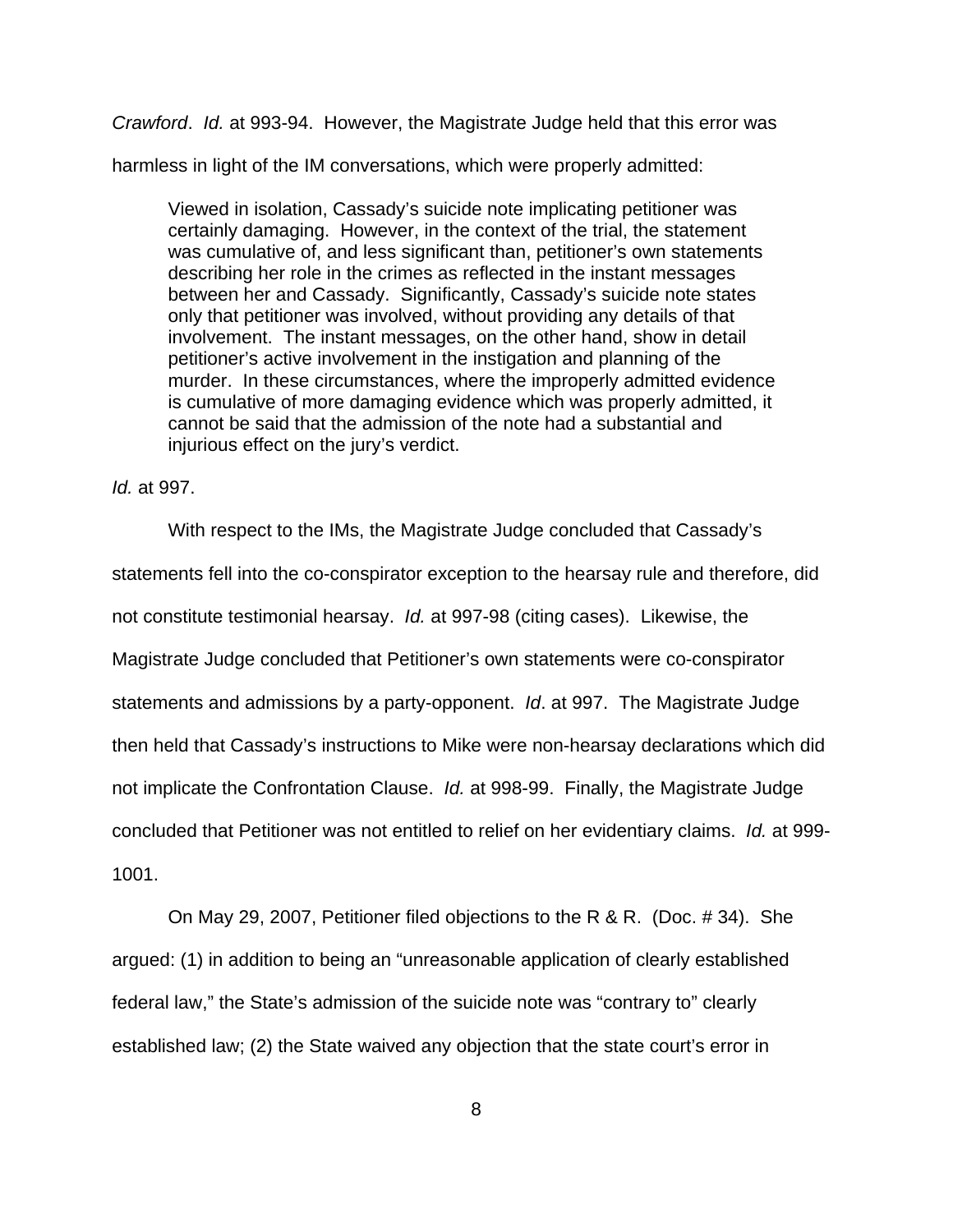*Crawford*. *Id.* at 993-94. However, the Magistrate Judge held that this error was harmless in light of the IM conversations, which were properly admitted:

> Viewed in isolation, Cassady's suicide note implicating petitioner was certainly damaging. However, in the context of the trial, the statement was cumulative of, and less significant than, petitioner's own statements describing her role in the crimes as reflected in the instant messages between her and Cassady. Significantly, Cassady's suicide note states only that petitioner was involved, without providing any details of that involvement. The instant messages, on the other hand, show in detail petitioner's active involvement in the instigation and planning of the murder. In these circumstances, where the improperly admitted evidence is cumulative of more damaging evidence which was properly admitted, it cannot be said that the admission of the note had a substantial and injurious effect on the jury's verdict.

*Id.* at 997.

With respect to the IMs, the Magistrate Judge concluded that Cassady's statements fell into the co-conspirator exception to the hearsay rule and therefore, did not constitute testimonial hearsay. *Id.* at 997-98 (citing cases). Likewise, the Magistrate Judge concluded that Petitioner's own statements were co-conspirator statements and admissions by a party-opponent. *Id*. at 997. The Magistrate Judge then held that Cassady's instructions to Mike were non-hearsay declarations which did not implicate the Confrontation Clause. *Id.* at 998-99. Finally, the Magistrate Judge concluded that Petitioner was not entitled to relief on her evidentiary claims. *Id.* at 999-1001.

On May 29, 2007, Petitioner filed objections to the R & R. (Doc. # 34). She argued: (1) in addition to being an "unreasonable application of clearly established federal law," the State's admission of the suicide note was "contrary to" clearly established law; (2) the State waived any objection that the state court's error in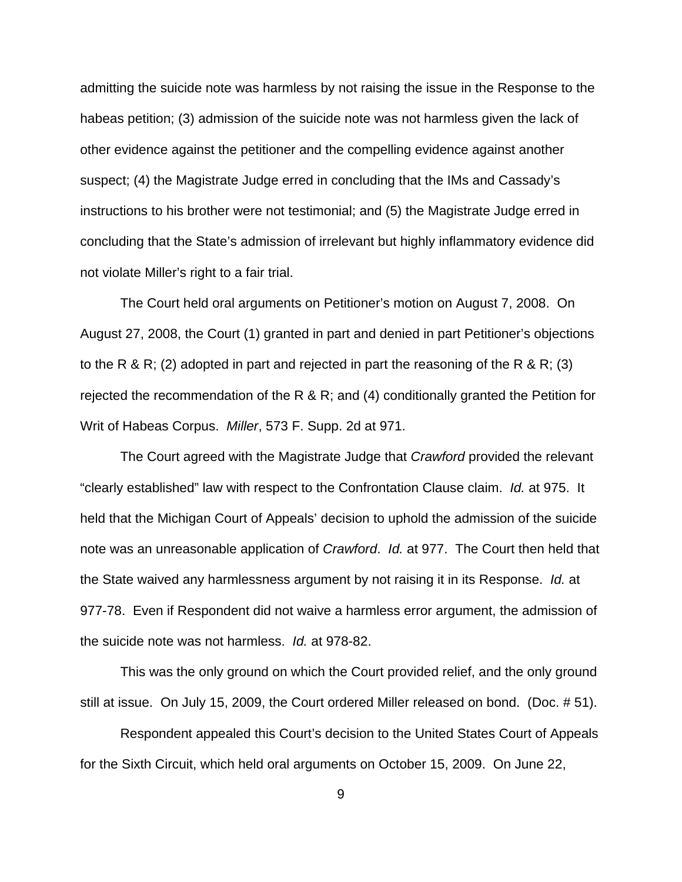admitting the suicide note was harmless by not raising the issue in the Response to the habeas petition; (3) admission of the suicide note was not harmless given the lack of other evidence against the petitioner and the compelling evidence against another suspect; (4) the Magistrate Judge erred in concluding that the IMs and Cassady's instructions to his brother were not testimonial; and (5) the Magistrate Judge erred in concluding that the State's admission of irrelevant but highly inflammatory evidence did not violate Miller's right to a fair trial.

The Court held oral arguments on Petitioner's motion on August 7, 2008. On August 27, 2008, the Court (1) granted in part and denied in part Petitioner's objections to the R & R; (2) adopted in part and rejected in part the reasoning of the R & R; (3) rejected the recommendation of the R & R; and (4) conditionally granted the Petition for Writ of Habeas Corpus. *Miller*, 573 F. Supp. 2d at 971.

The Court agreed with the Magistrate Judge that *Crawford* provided the relevant "clearly established" law with respect to the Confrontation Clause claim. *Id.* at 975. It held that the Michigan Court of Appeals' decision to uphold the admission of the suicide note was an unreasonable application of *Crawford*. *Id.* at 977. The Court then held that the State waived any harmlessness argument by not raising it in its Response. *Id.* at 977-78. Even if Respondent did not waive a harmless error argument, the admission of the suicide note was not harmless. *Id.* at 978-82.

This was the only ground on which the Court provided relief, and the only ground still at issue. On July 15, 2009, the Court ordered Miller released on bond. (Doc. # 51).

Respondent appealed this Court's decision to the United States Court of Appeals for the Sixth Circuit, which held oral arguments on October 15, 2009. On June 22,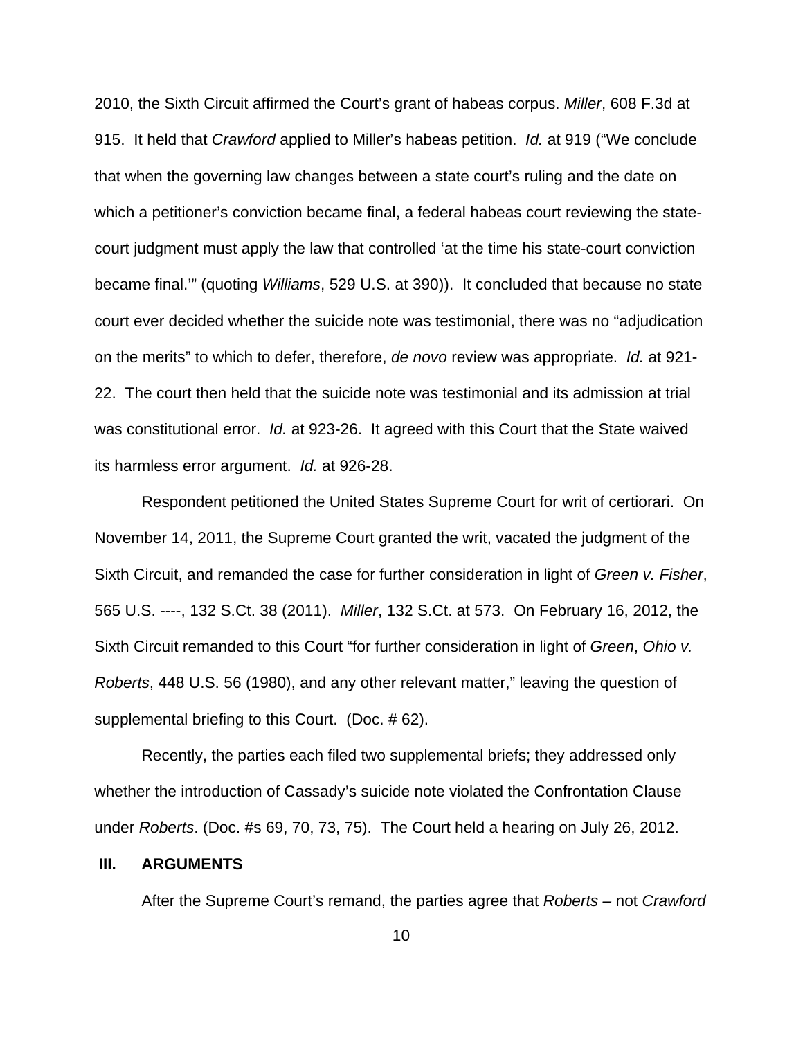2010, the Sixth Circuit affirmed the Court's grant of habeas corpus. *Miller*, 608 F.3d at 915. It held that *Crawford* applied to Miller's habeas petition. *Id.* at 919 ("We conclude that when the governing law changes between a state court's ruling and the date on which a petitioner's conviction became final, a federal habeas court reviewing the state-court judgment must apply the law that controlled 'at the time his state-court conviction became final.'" (quoting *Williams*, 529 U.S. at 390)). It concluded that because no state court ever decided whether the suicide note was testimonial, there was no "adjudication on the merits" to which to defer, therefore, *de novo* review was appropriate. *Id.* at 921-22. The court then held that the suicide note was testimonial and its admission at trial was constitutional error. *Id.* at 923-26. It agreed with this Court that the State waived its harmless error argument. *Id.* at 926-28.

Respondent petitioned the United States Supreme Court for writ of certiorari. On November 14, 2011, the Supreme Court granted the writ, vacated the judgment of the Sixth Circuit, and remanded the case for further consideration in light of *Green v. Fisher*, 565 U.S. ----, 132 S.Ct. 38 (2011). *Miller*, 132 S.Ct. at 573. On February 16, 2012, the Sixth Circuit remanded to this Court "for further consideration in light of *Green*, *Ohio v. Roberts*, 448 U.S. 56 (1980), and any other relevant matter," leaving the question of supplemental briefing to this Court. (Doc. # 62).

Recently, the parties each filed two supplemental briefs; they addressed only whether the introduction of Cassady's suicide note violated the Confrontation Clause under *Roberts*. (Doc. #s 69, 70, 73, 75). The Court held a hearing on July 26, 2012.

## III. ARGUMENTS

After the Supreme Court's remand, the parties agree that *Roberts* – not *Crawford*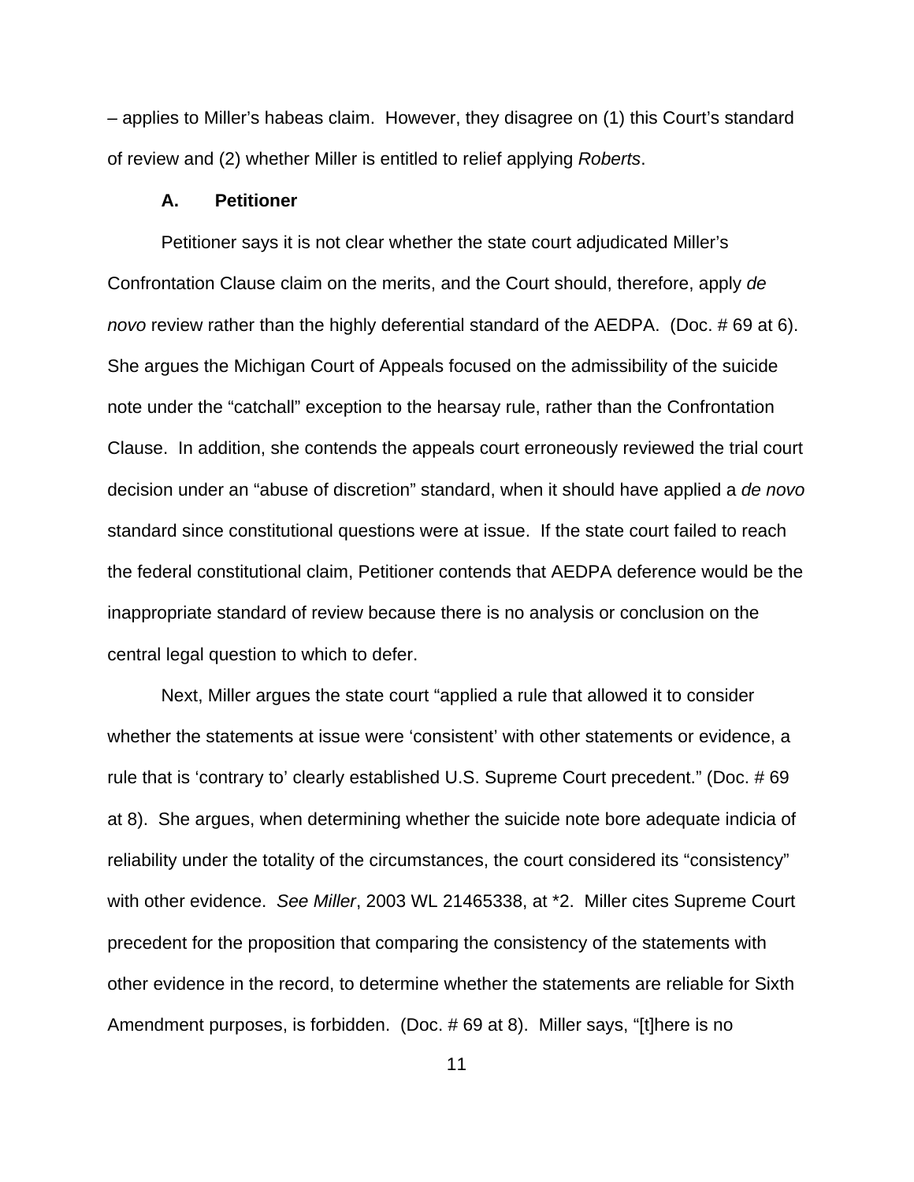– applies to Miller's habeas claim. However, they disagree on (1) this Court's standard of review and (2) whether Miller is entitled to relief applying *Roberts*.

### A. Petitioner

Petitioner says it is not clear whether the state court adjudicated Miller's Confrontation Clause claim on the merits, and the Court should, therefore, apply *de novo* review rather than the highly deferential standard of the AEDPA. (Doc. # 69 at 6). She argues the Michigan Court of Appeals focused on the admissibility of the suicide note under the "catchall" exception to the hearsay rule, rather than the Confrontation Clause. In addition, she contends the appeals court erroneously reviewed the trial court decision under an "abuse of discretion" standard, when it should have applied a *de novo* standard since constitutional questions were at issue. If the state court failed to reach the federal constitutional claim, Petitioner contends that AEDPA deference would be the inappropriate standard of review because there is no analysis or conclusion on the central legal question to which to defer.

Next, Miller argues the state court "applied a rule that allowed it to consider whether the statements at issue were 'consistent' with other statements or evidence, a rule that is 'contrary to' clearly established U.S. Supreme Court precedent." (Doc. # 69 at 8). She argues, when determining whether the suicide note bore adequate indicia of reliability under the totality of the circumstances, the court considered its "consistency" with other evidence. *See Miller*, 2003 WL 21465338, at *2. Miller cites Supreme Court precedent for the proposition that comparing the consistency of the statements with other evidence in the record, to determine whether the statements are reliable for Sixth Amendment purposes, is forbidden. (Doc. # 69 at 8). Miller says, "[t]here is no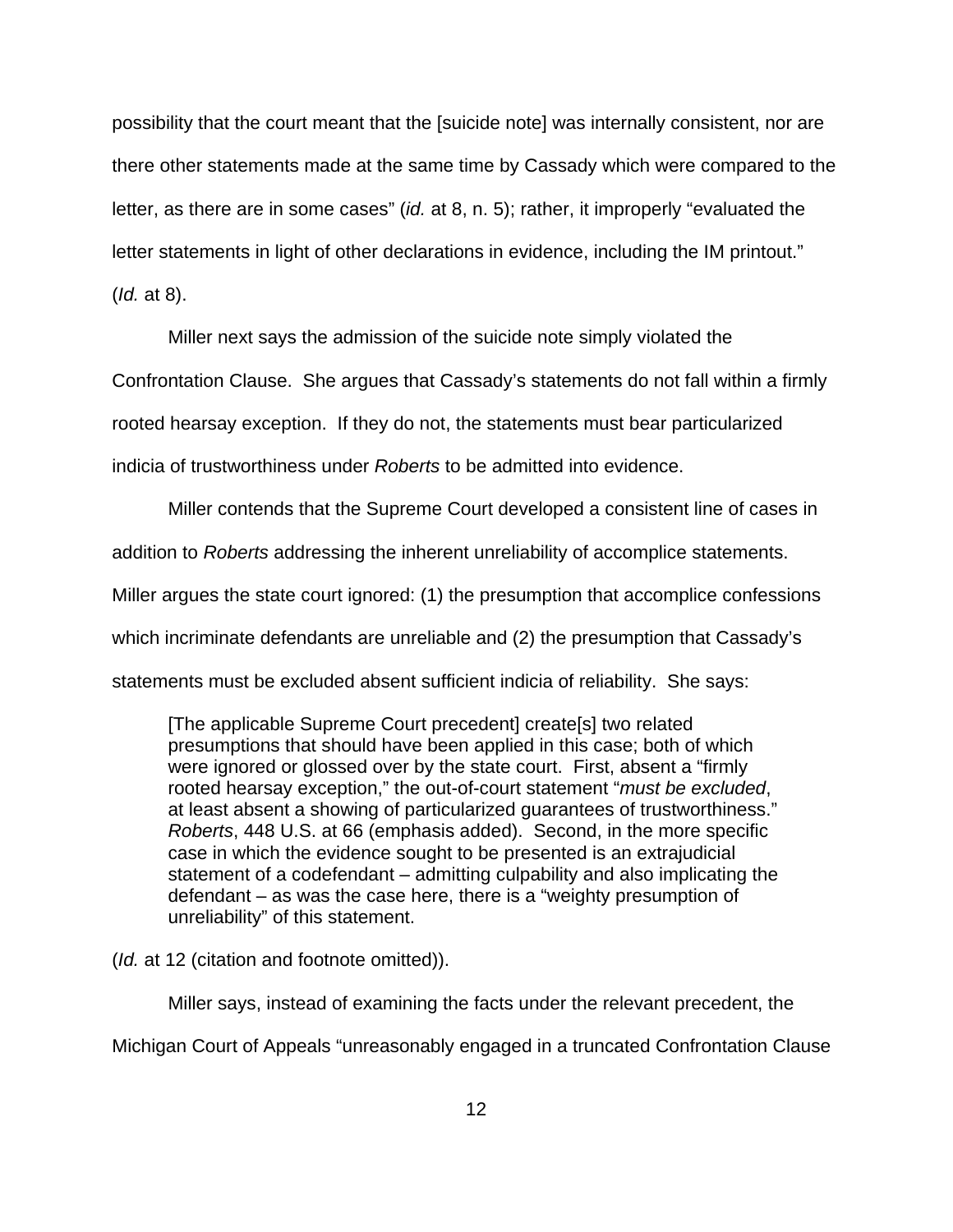possibility that the court meant that the [suicide note] was internally consistent, nor are there other statements made at the same time by Cassady which were compared to the letter, as there are in some cases" (*id.* at 8, n. 5); rather, it improperly "evaluated the letter statements in light of other declarations in evidence, including the IM printout." (*Id.* at 8).

Miller next says the admission of the suicide note simply violated the Confrontation Clause. She argues that Cassady's statements do not fall within a firmly rooted hearsay exception. If they do not, the statements must bear particularized indicia of trustworthiness under *Roberts* to be admitted into evidence.

Miller contends that the Supreme Court developed a consistent line of cases in addition to *Roberts* addressing the inherent unreliability of accomplice statements. Miller argues the state court ignored: (1) the presumption that accomplice confessions which incriminate defendants are unreliable and (2) the presumption that Cassady's statements must be excluded absent sufficient indicia of reliability. She says:

> [The applicable Supreme Court precedent] create[s] two related presumptions that should have been applied in this case; both of which were ignored or glossed over by the state court. First, absent a "firmly rooted hearsay exception," the out-of-court statement "*must be excluded*, at least absent a showing of particularized guarantees of trustworthiness." *Roberts*, 448 U.S. at 66 (emphasis added). Second, in the more specific case in which the evidence sought to be presented is an extrajudicial statement of a codefendant – admitting culpability and also implicating the defendant – as was the case here, there is a "weighty presumption of unreliability" of this statement.

(*Id.* at 12 (citation and footnote omitted)).

Miller says, instead of examining the facts under the relevant precedent, the Michigan Court of Appeals "unreasonably engaged in a truncated Confrontation Clause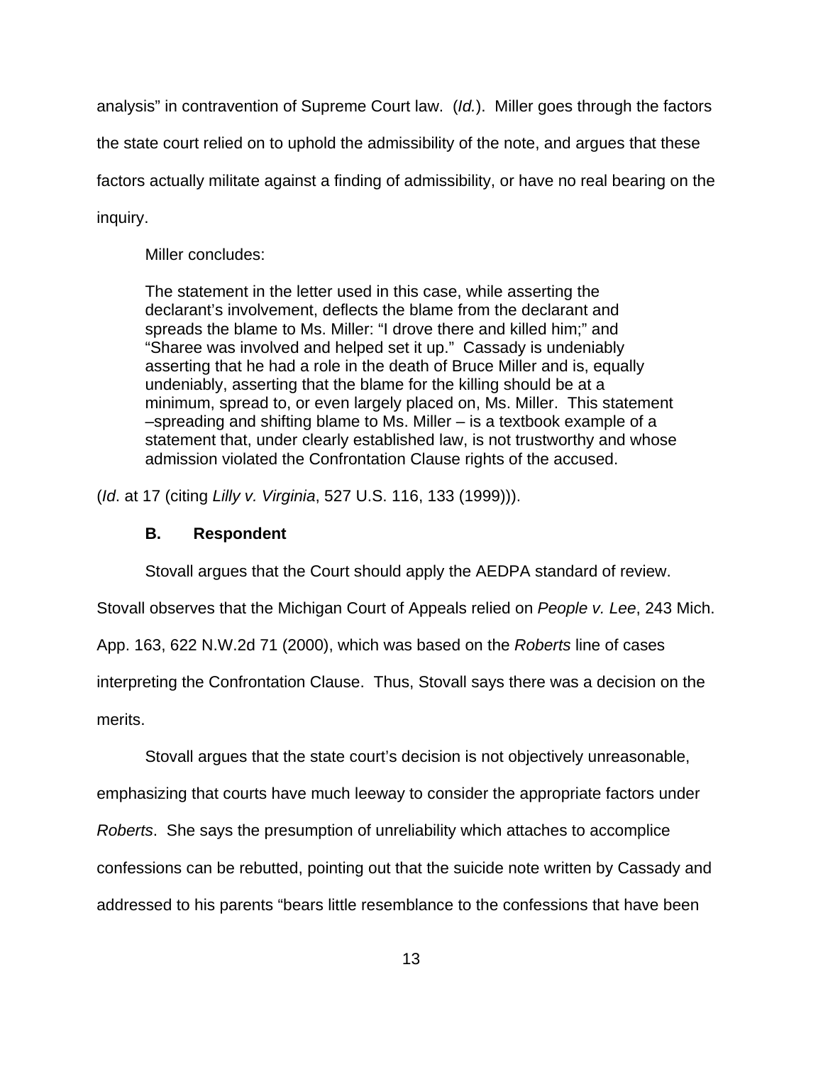analysis" in contravention of Supreme Court law. (*Id.*). Miller goes through the factors the state court relied on to uphold the admissibility of the note, and argues that these factors actually militate against a finding of admissibility, or have no real bearing on the inquiry.

Miller concludes:

> The statement in the letter used in this case, while asserting the declarant's involvement, deflects the blame from the declarant and spreads the blame to Ms. Miller: "I drove there and killed him;" and "Sharee was involved and helped set it up." Cassady is undeniably asserting that he had a role in the death of Bruce Miller and is, equally undeniably, asserting that the blame for the killing should be at a minimum, spread to, or even largely placed on, Ms. Miller. This statement –spreading and shifting blame to Ms. Miller – is a textbook example of a statement that, under clearly established law, is not trustworthy and whose admission violated the Confrontation Clause rights of the accused.

(*Id*. at 17 (citing *Lilly v. Virginia*, 527 U.S. 116, 133 (1999))).

### B. Respondent

Stovall argues that the Court should apply the AEDPA standard of review. Stovall observes that the Michigan Court of Appeals relied on *People v. Lee*, 243 Mich. App. 163, 622 N.W.2d 71 (2000), which was based on the *Roberts* line of cases interpreting the Confrontation Clause. Thus, Stovall says there was a decision on the merits.

Stovall argues that the state court's decision is not objectively unreasonable, emphasizing that courts have much leeway to consider the appropriate factors under *Roberts*. She says the presumption of unreliability which attaches to accomplice confessions can be rebutted, pointing out that the suicide note written by Cassady and addressed to his parents "bears little resemblance to the confessions that have been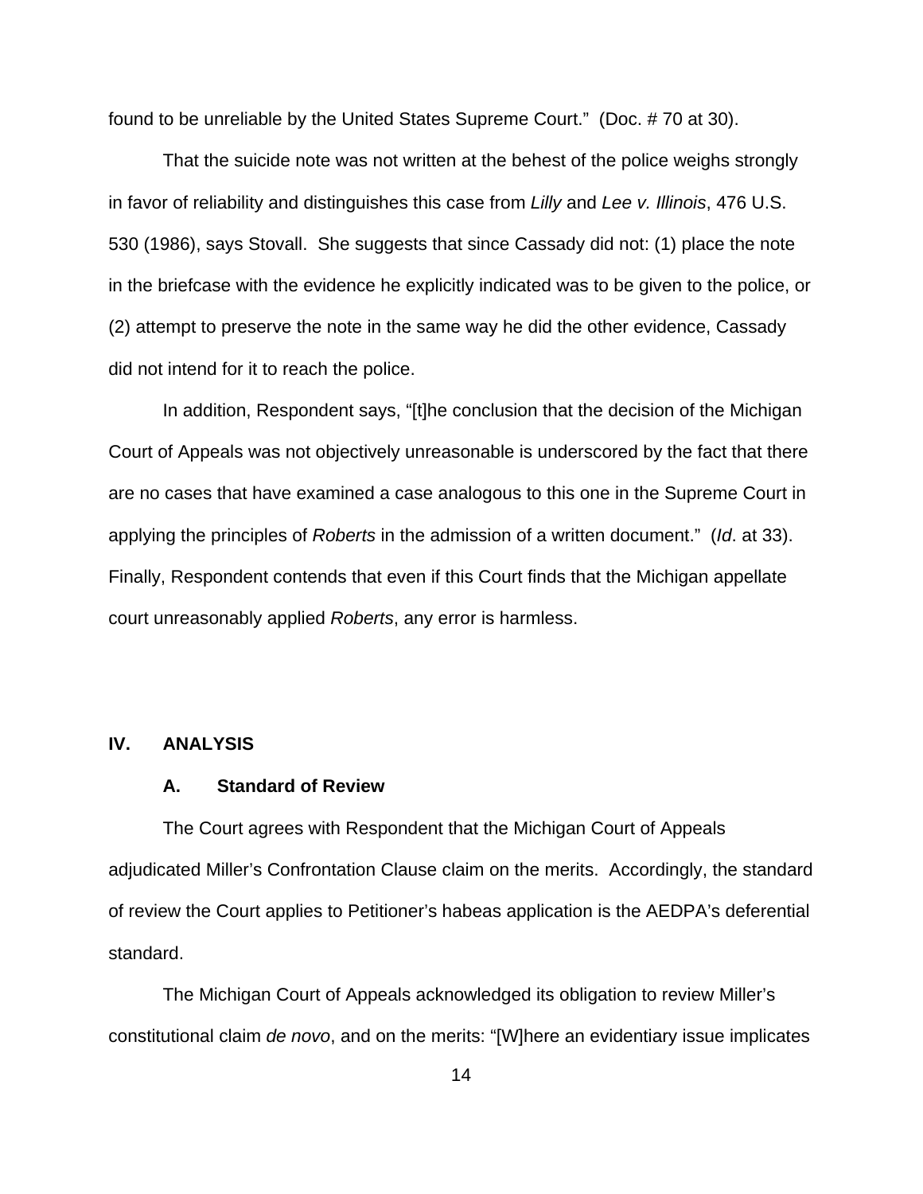found to be unreliable by the United States Supreme Court." (Doc. # 70 at 30).

That the suicide note was not written at the behest of the police weighs strongly in favor of reliability and distinguishes this case from *Lilly* and *Lee v. Illinois*, 476 U.S. 530 (1986), says Stovall. She suggests that since Cassady did not: (1) place the note in the briefcase with the evidence he explicitly indicated was to be given to the police, or (2) attempt to preserve the note in the same way he did the other evidence, Cassady did not intend for it to reach the police.

In addition, Respondent says, "[t]he conclusion that the decision of the Michigan Court of Appeals was not objectively unreasonable is underscored by the fact that there are no cases that have examined a case analogous to this one in the Supreme Court in applying the principles of *Roberts* in the admission of a written document." (*Id*. at 33). Finally, Respondent contends that even if this Court finds that the Michigan appellate court unreasonably applied *Roberts*, any error is harmless.

## IV. ANALYSIS

### A. Standard of Review

The Court agrees with Respondent that the Michigan Court of Appeals adjudicated Miller's Confrontation Clause claim on the merits. Accordingly, the standard of review the Court applies to Petitioner's habeas application is the AEDPA's deferential standard.

The Michigan Court of Appeals acknowledged its obligation to review Miller's constitutional claim *de novo*, and on the merits: "[W]here an evidentiary issue implicates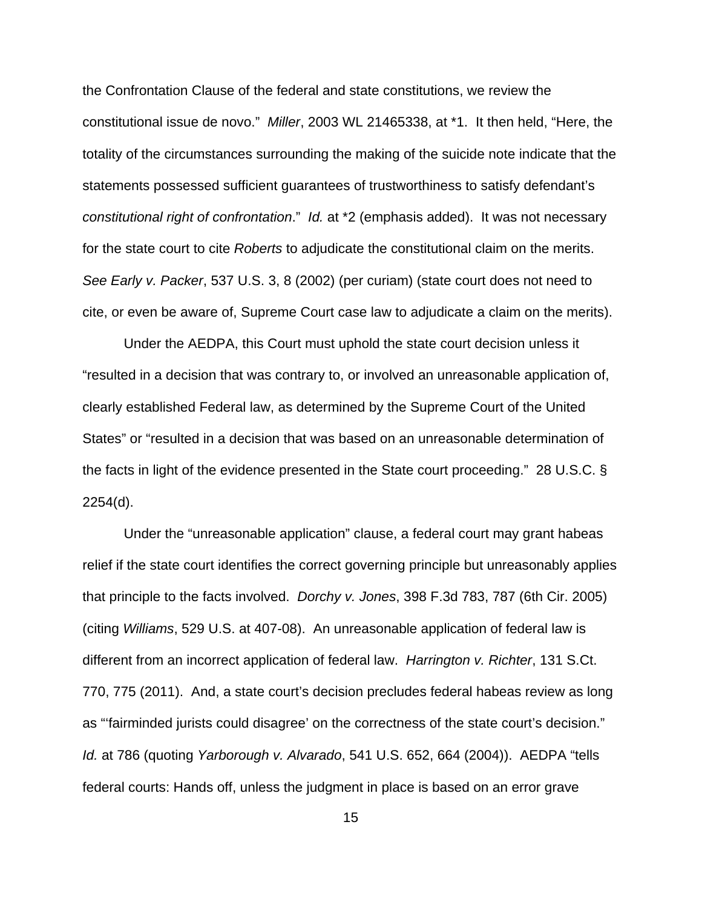the Confrontation Clause of the federal and state constitutions, we review the constitutional issue de novo." *Miller*, 2003 WL 21465338, at *1. It then held, "Here, the totality of the circumstances surrounding the making of the suicide note indicate that the statements possessed sufficient guarantees of trustworthiness to satisfy defendant's *constitutional right of confrontation*." *Id.* at *2 (emphasis added). It was not necessary for the state court to cite *Roberts* to adjudicate the constitutional claim on the merits. *See Early v. Packer*, 537 U.S. 3, 8 (2002) (per curiam) (state court does not need to cite, or even be aware of, Supreme Court case law to adjudicate a claim on the merits).

Under the AEDPA, this Court must uphold the state court decision unless it "resulted in a decision that was contrary to, or involved an unreasonable application of, clearly established Federal law, as determined by the Supreme Court of the United States" or "resulted in a decision that was based on an unreasonable determination of the facts in light of the evidence presented in the State court proceeding." 28 U.S.C. § 2254(d).

Under the "unreasonable application" clause, a federal court may grant habeas relief if the state court identifies the correct governing principle but unreasonably applies that principle to the facts involved. *Dorchy v. Jones*, 398 F.3d 783, 787 (6th Cir. 2005) (citing *Williams*, 529 U.S. at 407-08). An unreasonable application of federal law is different from an incorrect application of federal law. *Harrington v. Richter*, 131 S.Ct. 770, 775 (2011). And, a state court's decision precludes federal habeas review as long as "'fairminded jurists could disagree' on the correctness of the state court's decision." *Id.* at 786 (quoting *Yarborough v. Alvarado*, 541 U.S. 652, 664 (2004)). AEDPA "tells federal courts: Hands off, unless the judgment in place is based on an error grave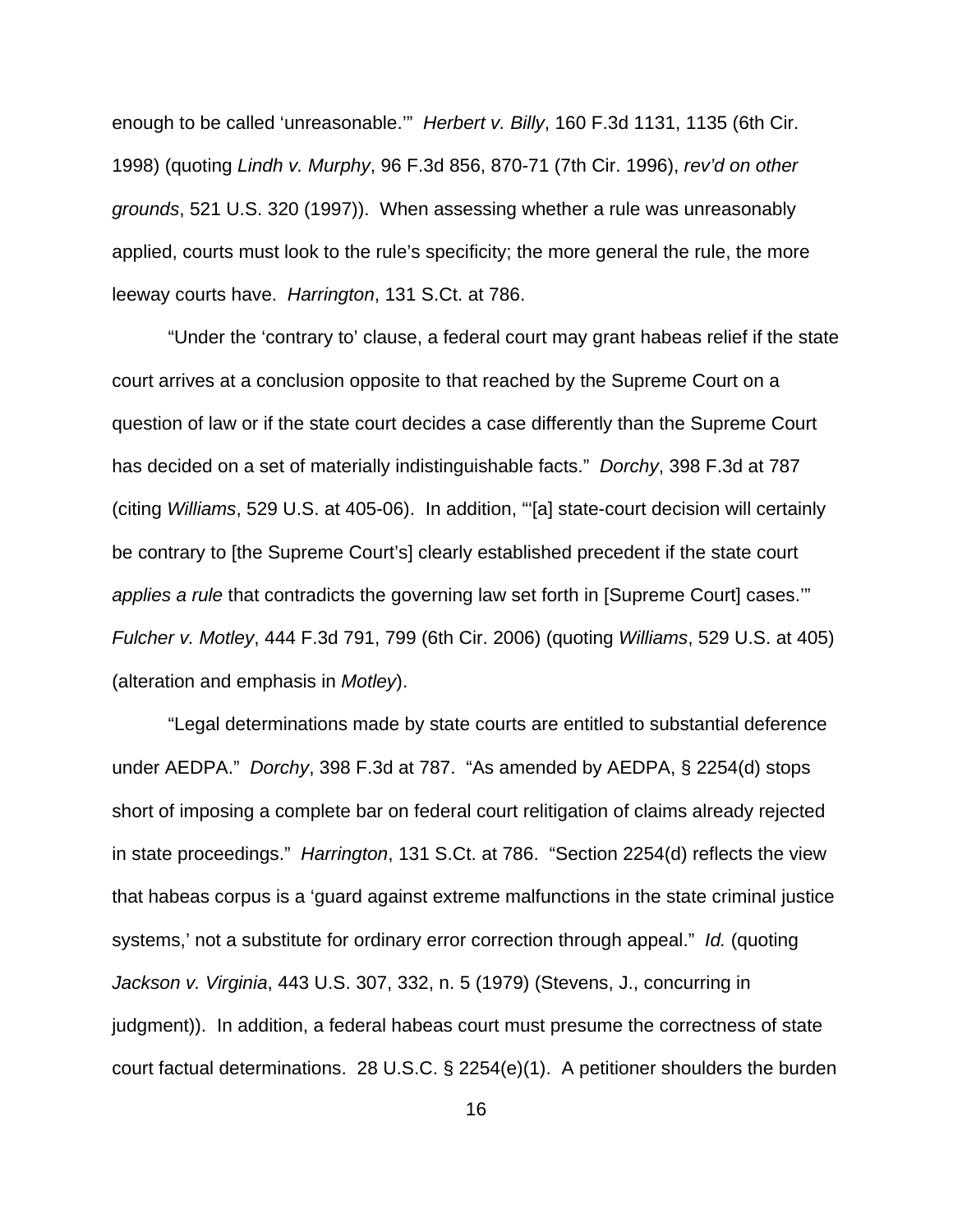enough to be called 'unreasonable.'" *Herbert v. Billy*, 160 F.3d 1131, 1135 (6th Cir. 1998) (quoting *Lindh v. Murphy*, 96 F.3d 856, 870-71 (7th Cir. 1996), *rev'd on other grounds*, 521 U.S. 320 (1997)). When assessing whether a rule was unreasonably applied, courts must look to the rule's specificity; the more general the rule, the more leeway courts have. *Harrington*, 131 S.Ct. at 786.

"Under the 'contrary to' clause, a federal court may grant habeas relief if the state court arrives at a conclusion opposite to that reached by the Supreme Court on a question of law or if the state court decides a case differently than the Supreme Court has decided on a set of materially indistinguishable facts." *Dorchy*, 398 F.3d at 787 (citing *Williams*, 529 U.S. at 405-06). In addition, "'[a] state-court decision will certainly be contrary to [the Supreme Court's] clearly established precedent if the state court *applies a rule* that contradicts the governing law set forth in [Supreme Court] cases.'" *Fulcher v. Motley*, 444 F.3d 791, 799 (6th Cir. 2006) (quoting *Williams*, 529 U.S. at 405) (alteration and emphasis in *Motley*).

"Legal determinations made by state courts are entitled to substantial deference under AEDPA." *Dorchy*, 398 F.3d at 787. "As amended by AEDPA, § 2254(d) stops short of imposing a complete bar on federal court relitigation of claims already rejected in state proceedings." *Harrington*, 131 S.Ct. at 786. "Section 2254(d) reflects the view that habeas corpus is a 'guard against extreme malfunctions in the state criminal justice systems,' not a substitute for ordinary error correction through appeal." *Id.* (quoting *Jackson v. Virginia*, 443 U.S. 307, 332, n. 5 (1979) (Stevens, J., concurring in judgment)). In addition, a federal habeas court must presume the correctness of state court factual determinations. 28 U.S.C. § 2254(e)(1). A petitioner shoulders the burden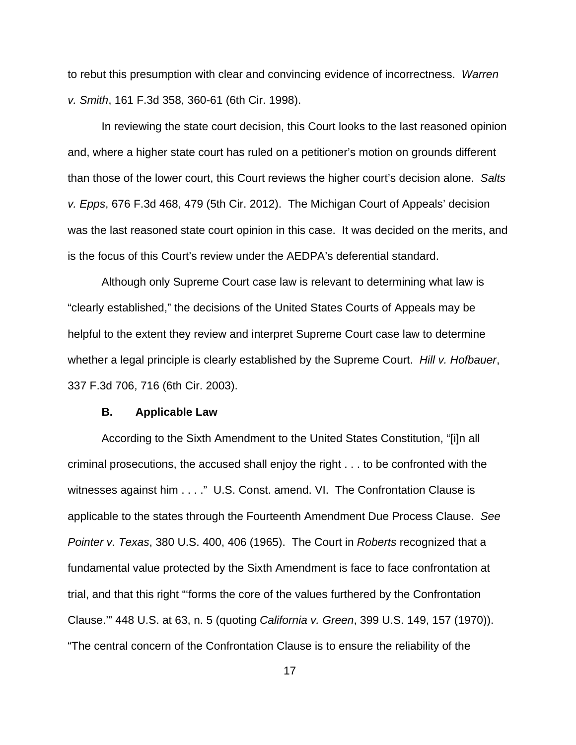to rebut this presumption with clear and convincing evidence of incorrectness. *Warren v. Smith*, 161 F.3d 358, 360-61 (6th Cir. 1998).

In reviewing the state court decision, this Court looks to the last reasoned opinion and, where a higher state court has ruled on a petitioner's motion on grounds different than those of the lower court, this Court reviews the higher court's decision alone. *Salts v. Epps*, 676 F.3d 468, 479 (5th Cir. 2012). The Michigan Court of Appeals' decision was the last reasoned state court opinion in this case. It was decided on the merits, and is the focus of this Court's review under the AEDPA's deferential standard.

Although only Supreme Court case law is relevant to determining what law is "clearly established," the decisions of the United States Courts of Appeals may be helpful to the extent they review and interpret Supreme Court case law to determine whether a legal principle is clearly established by the Supreme Court. *Hill v. Hofbauer*, 337 F.3d 706, 716 (6th Cir. 2003).

**B. Applicable Law**

According to the Sixth Amendment to the United States Constitution, "[i]n all criminal prosecutions, the accused shall enjoy the right . . . to be confronted with the witnesses against him . . . ." U.S. Const. amend. VI. The Confrontation Clause is applicable to the states through the Fourteenth Amendment Due Process Clause. *See Pointer v. Texas*, 380 U.S. 400, 406 (1965). The Court in *Roberts* recognized that a fundamental value protected by the Sixth Amendment is face to face confrontation at trial, and that this right "'forms the core of the values furthered by the Confrontation Clause.'" 448 U.S. at 63, n. 5 (quoting *California v. Green*, 399 U.S. 149, 157 (1970)). "The central concern of the Confrontation Clause is to ensure the reliability of the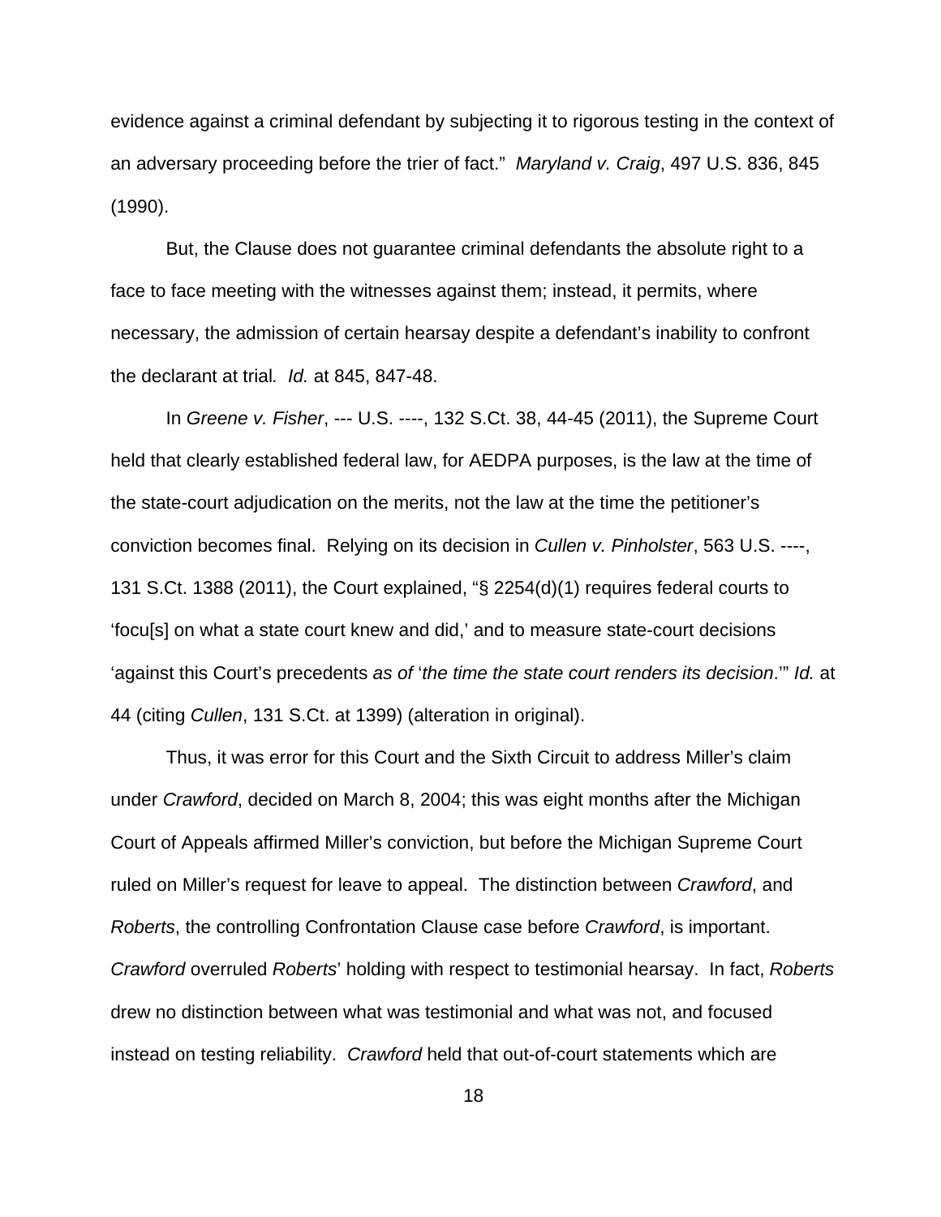evidence against a criminal defendant by subjecting it to rigorous testing in the context of an adversary proceeding before the trier of fact." *Maryland v. Craig*, 497 U.S. 836, 845 (1990).

But, the Clause does not guarantee criminal defendants the absolute right to a face to face meeting with the witnesses against them; instead, it permits, where necessary, the admission of certain hearsay despite a defendant's inability to confront the declarant at trial*. Id.* at 845, 847-48.

In *Greene v. Fisher*, --- U.S. ----, 132 S.Ct. 38, 44-45 (2011), the Supreme Court held that clearly established federal law, for AEDPA purposes, is the law at the time of the state-court adjudication on the merits, not the law at the time the petitioner's conviction becomes final. Relying on its decision in *Cullen v. Pinholster*, 563 U.S. ----, 131 S.Ct. 1388 (2011), the Court explained, "§ 2254(d)(1) requires federal courts to 'focu[s] on what a state court knew and did,' and to measure state-court decisions 'against this Court's precedents *as of* '*the time the state court renders its decision*.'" *Id.* at 44 (citing *Cullen*, 131 S.Ct. at 1399) (alteration in original).

Thus, it was error for this Court and the Sixth Circuit to address Miller's claim under *Crawford*, decided on March 8, 2004; this was eight months after the Michigan Court of Appeals affirmed Miller's conviction, but before the Michigan Supreme Court ruled on Miller's request for leave to appeal. The distinction between *Crawford*, and *Roberts*, the controlling Confrontation Clause case before *Crawford*, is important. *Crawford* overruled *Roberts*' holding with respect to testimonial hearsay. In fact, *Roberts* drew no distinction between what was testimonial and what was not, and focused instead on testing reliability. *Crawford* held that out-of-court statements which are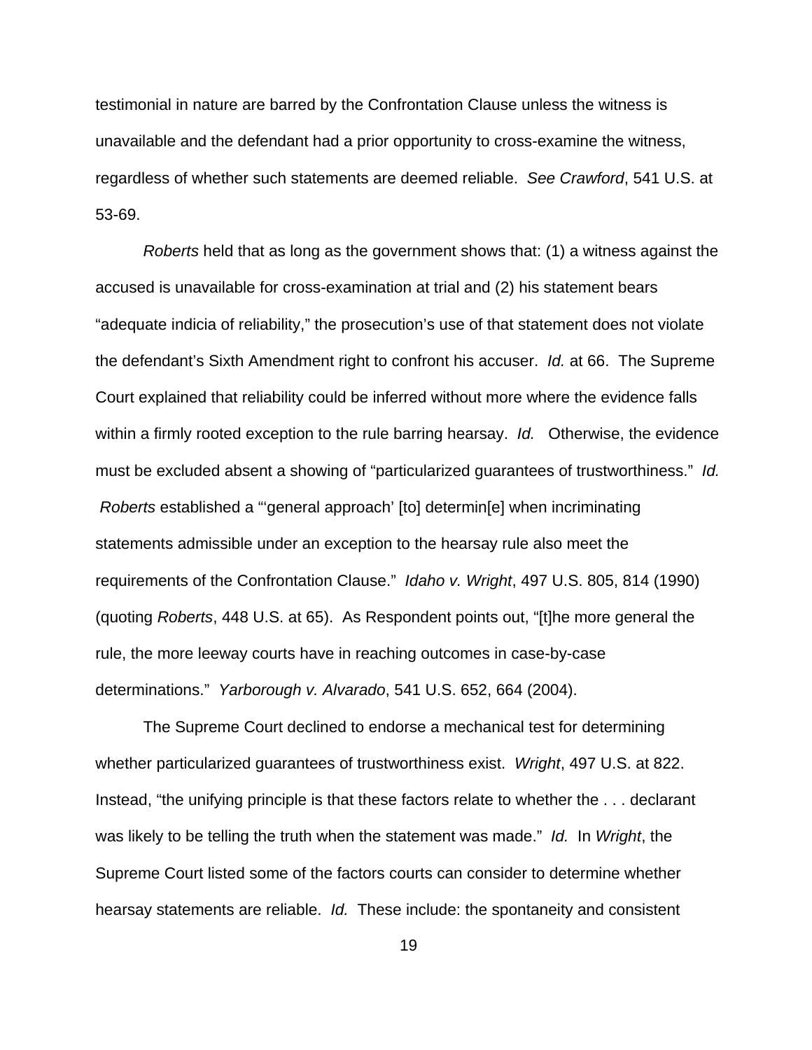testimonial in nature are barred by the Confrontation Clause unless the witness is unavailable and the defendant had a prior opportunity to cross-examine the witness, regardless of whether such statements are deemed reliable. *See Crawford*, 541 U.S. at 53-69.

*Roberts* held that as long as the government shows that: (1) a witness against the accused is unavailable for cross-examination at trial and (2) his statement bears "adequate indicia of reliability," the prosecution's use of that statement does not violate the defendant's Sixth Amendment right to confront his accuser. *Id.* at 66. The Supreme Court explained that reliability could be inferred without more where the evidence falls within a firmly rooted exception to the rule barring hearsay. *Id.* Otherwise, the evidence must be excluded absent a showing of "particularized guarantees of trustworthiness." *Id.* *Roberts* established a "'general approach' [to] determin[e] when incriminating statements admissible under an exception to the hearsay rule also meet the requirements of the Confrontation Clause." *Idaho v. Wright*, 497 U.S. 805, 814 (1990) (quoting *Roberts*, 448 U.S. at 65). As Respondent points out, "[t]he more general the rule, the more leeway courts have in reaching outcomes in case-by-case determinations." *Yarborough v. Alvarado*, 541 U.S. 652, 664 (2004).

The Supreme Court declined to endorse a mechanical test for determining whether particularized guarantees of trustworthiness exist. *Wright*, 497 U.S. at 822. Instead, "the unifying principle is that these factors relate to whether the . . . declarant was likely to be telling the truth when the statement was made." *Id.* In *Wright*, the Supreme Court listed some of the factors courts can consider to determine whether hearsay statements are reliable. *Id.* These include: the spontaneity and consistent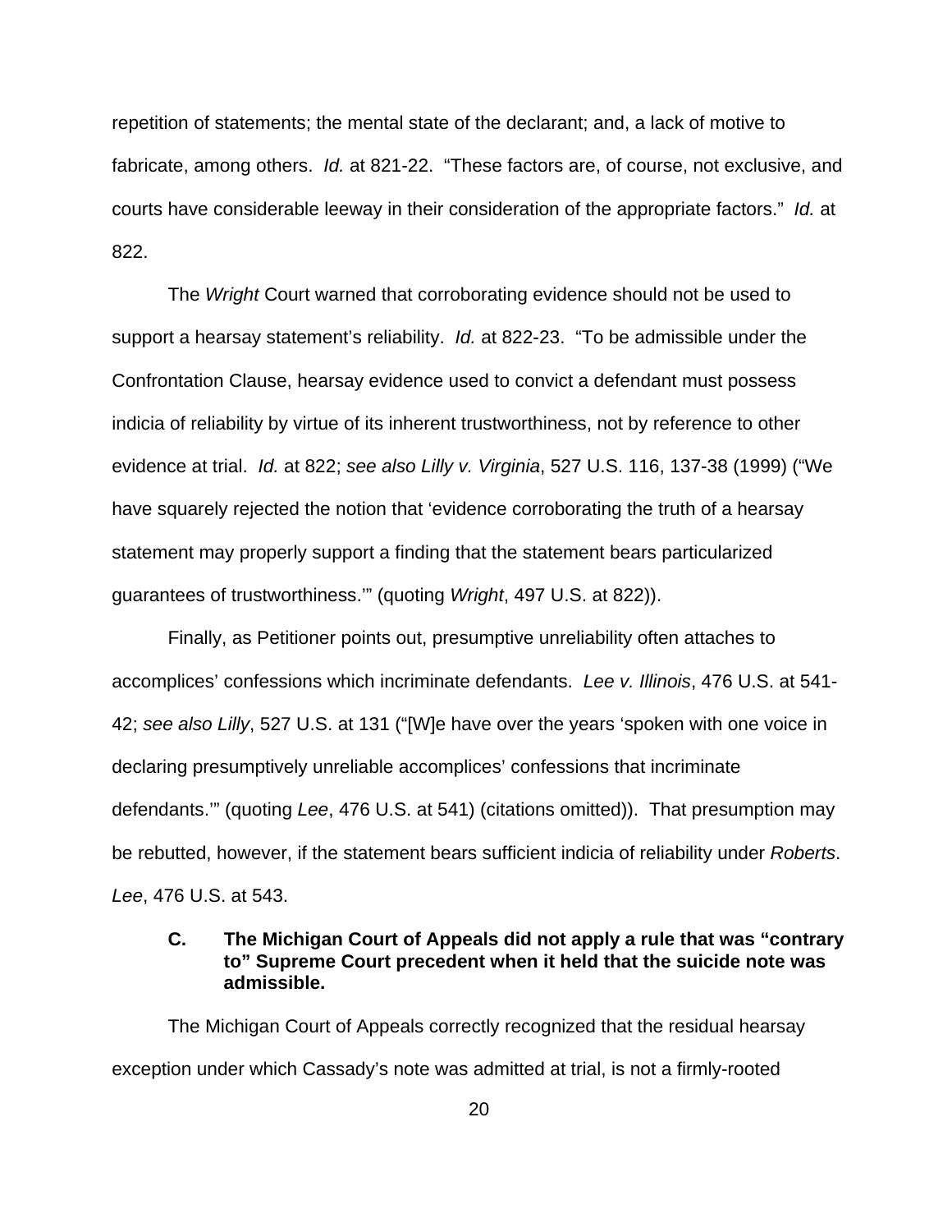repetition of statements; the mental state of the declarant; and, a lack of motive to fabricate, among others. *Id.* at 821-22. "These factors are, of course, not exclusive, and courts have considerable leeway in their consideration of the appropriate factors." *Id.* at 822.

The *Wright* Court warned that corroborating evidence should not be used to support a hearsay statement's reliability. *Id.* at 822-23. "To be admissible under the Confrontation Clause, hearsay evidence used to convict a defendant must possess indicia of reliability by virtue of its inherent trustworthiness, not by reference to other evidence at trial. *Id.* at 822; *see also Lilly v. Virginia*, 527 U.S. 116, 137-38 (1999) ("We have squarely rejected the notion that 'evidence corroborating the truth of a hearsay statement may properly support a finding that the statement bears particularized guarantees of trustworthiness.'" (quoting *Wright*, 497 U.S. at 822)).

Finally, as Petitioner points out, presumptive unreliability often attaches to accomplices' confessions which incriminate defendants. *Lee v. Illinois*, 476 U.S. at 541-42; *see also Lilly*, 527 U.S. at 131 ("[W]e have over the years 'spoken with one voice in declaring presumptively unreliable accomplices' confessions that incriminate defendants.'" (quoting *Lee*, 476 U.S. at 541) (citations omitted)). That presumption may be rebutted, however, if the statement bears sufficient indicia of reliability under *Roberts*. *Lee*, 476 U.S. at 543.

### C. The Michigan Court of Appeals did not apply a rule that was "contrary to" Supreme Court precedent when it held that the suicide note was admissible.

The Michigan Court of Appeals correctly recognized that the residual hearsay exception under which Cassady's note was admitted at trial, is not a firmly-rooted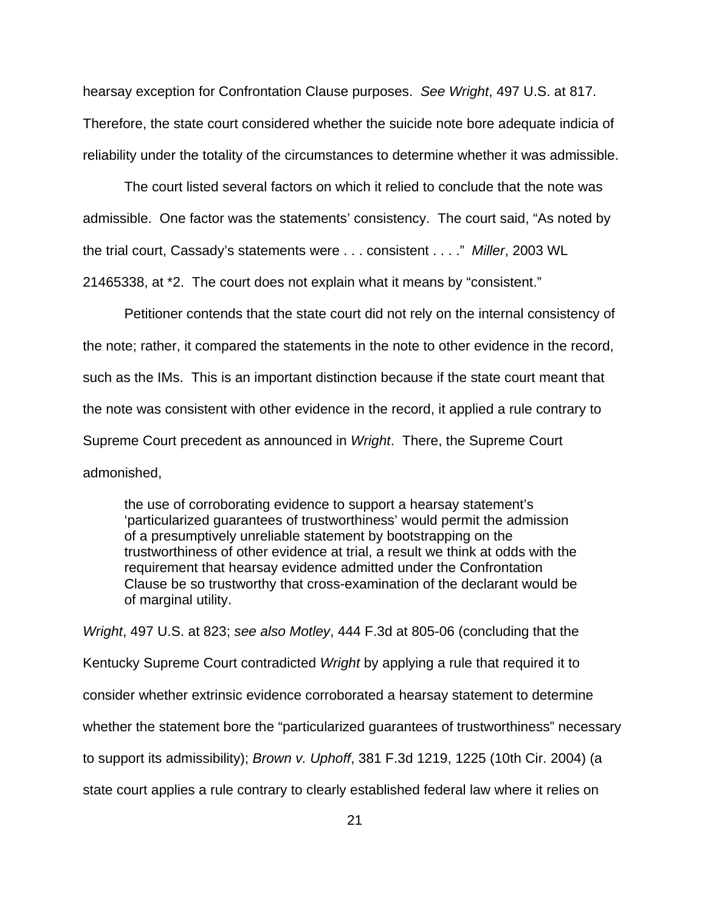hearsay exception for Confrontation Clause purposes. *See Wright*, 497 U.S. at 817. Therefore, the state court considered whether the suicide note bore adequate indicia of reliability under the totality of the circumstances to determine whether it was admissible.

The court listed several factors on which it relied to conclude that the note was admissible. One factor was the statements' consistency. The court said, "As noted by the trial court, Cassady's statements were . . . consistent . . . ." *Miller*, 2003 WL 21465338, at *2. The court does not explain what it means by "consistent."

Petitioner contends that the state court did not rely on the internal consistency of the note; rather, it compared the statements in the note to other evidence in the record, such as the IMs. This is an important distinction because if the state court meant that the note was consistent with other evidence in the record, it applied a rule contrary to Supreme Court precedent as announced in *Wright*. There, the Supreme Court admonished,

> the use of corroborating evidence to support a hearsay statement's 'particularized guarantees of trustworthiness' would permit the admission of a presumptively unreliable statement by bootstrapping on the trustworthiness of other evidence at trial, a result we think at odds with the requirement that hearsay evidence admitted under the Confrontation Clause be so trustworthy that cross-examination of the declarant would be of marginal utility.

*Wright*, 497 U.S. at 823; *see also Motley*, 444 F.3d at 805-06 (concluding that the Kentucky Supreme Court contradicted *Wright* by applying a rule that required it to consider whether extrinsic evidence corroborated a hearsay statement to determine whether the statement bore the "particularized guarantees of trustworthiness" necessary to support its admissibility); *Brown v. Uphoff*, 381 F.3d 1219, 1225 (10th Cir. 2004) (a state court applies a rule contrary to clearly established federal law where it relies on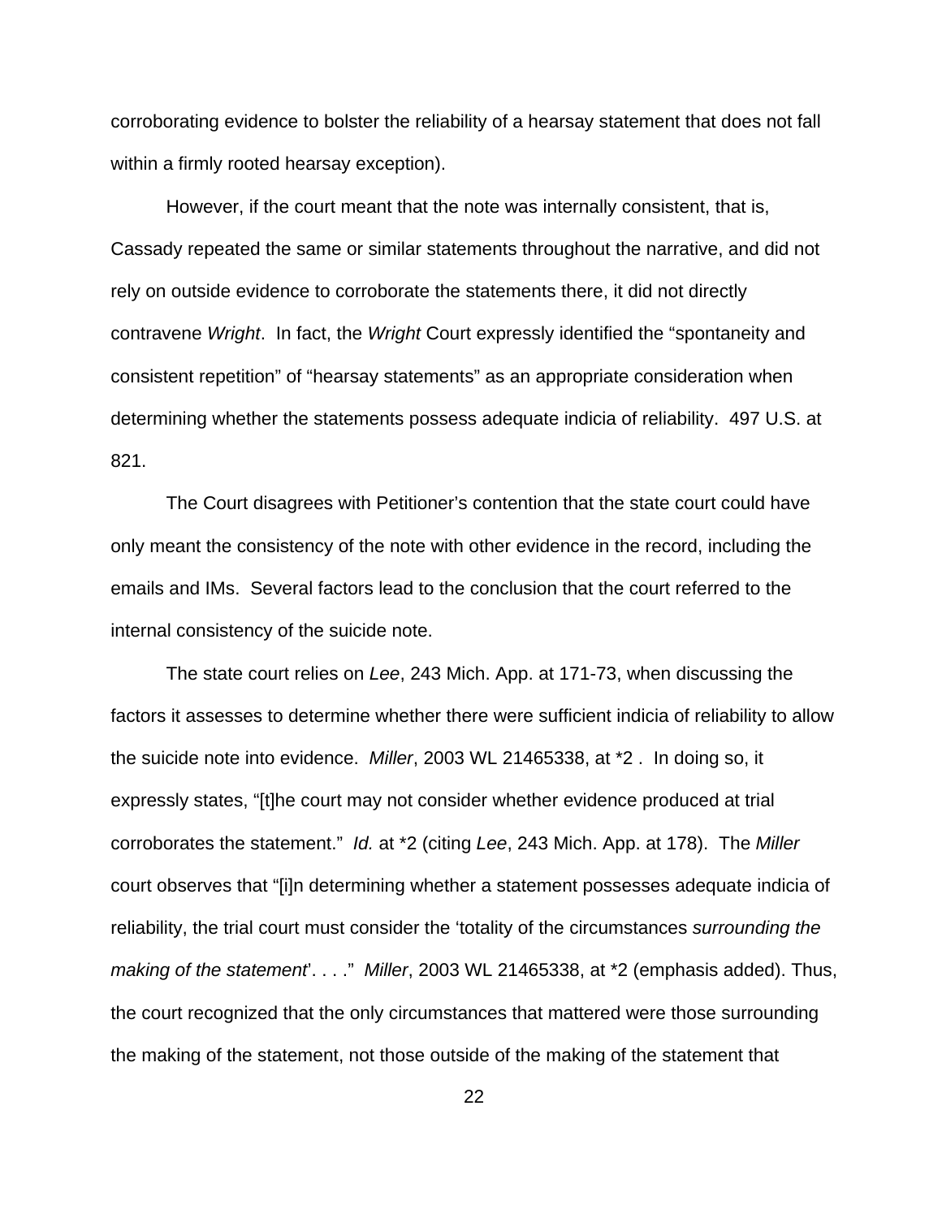corroborating evidence to bolster the reliability of a hearsay statement that does not fall within a firmly rooted hearsay exception).

However, if the court meant that the note was internally consistent, that is, Cassady repeated the same or similar statements throughout the narrative, and did not rely on outside evidence to corroborate the statements there, it did not directly contravene *Wright*. In fact, the *Wright* Court expressly identified the "spontaneity and consistent repetition" of "hearsay statements" as an appropriate consideration when determining whether the statements possess adequate indicia of reliability. 497 U.S. at 821.

The Court disagrees with Petitioner's contention that the state court could have only meant the consistency of the note with other evidence in the record, including the emails and IMs. Several factors lead to the conclusion that the court referred to the internal consistency of the suicide note.

The state court relies on *Lee*, 243 Mich. App. at 171-73, when discussing the factors it assesses to determine whether there were sufficient indicia of reliability to allow the suicide note into evidence. *Miller*, 2003 WL 21465338, at *2 . In doing so, it expressly states, "[t]he court may not consider whether evidence produced at trial corroborates the statement." *Id.* at *2 (citing *Lee*, 243 Mich. App. at 178). The *Miller* court observes that "[i]n determining whether a statement possesses adequate indicia of reliability, the trial court must consider the 'totality of the circumstances *surrounding the making of the statement*'. . . ." *Miller*, 2003 WL 21465338, at *2 (emphasis added). Thus, the court recognized that the only circumstances that mattered were those surrounding the making of the statement, not those outside of the making of the statement that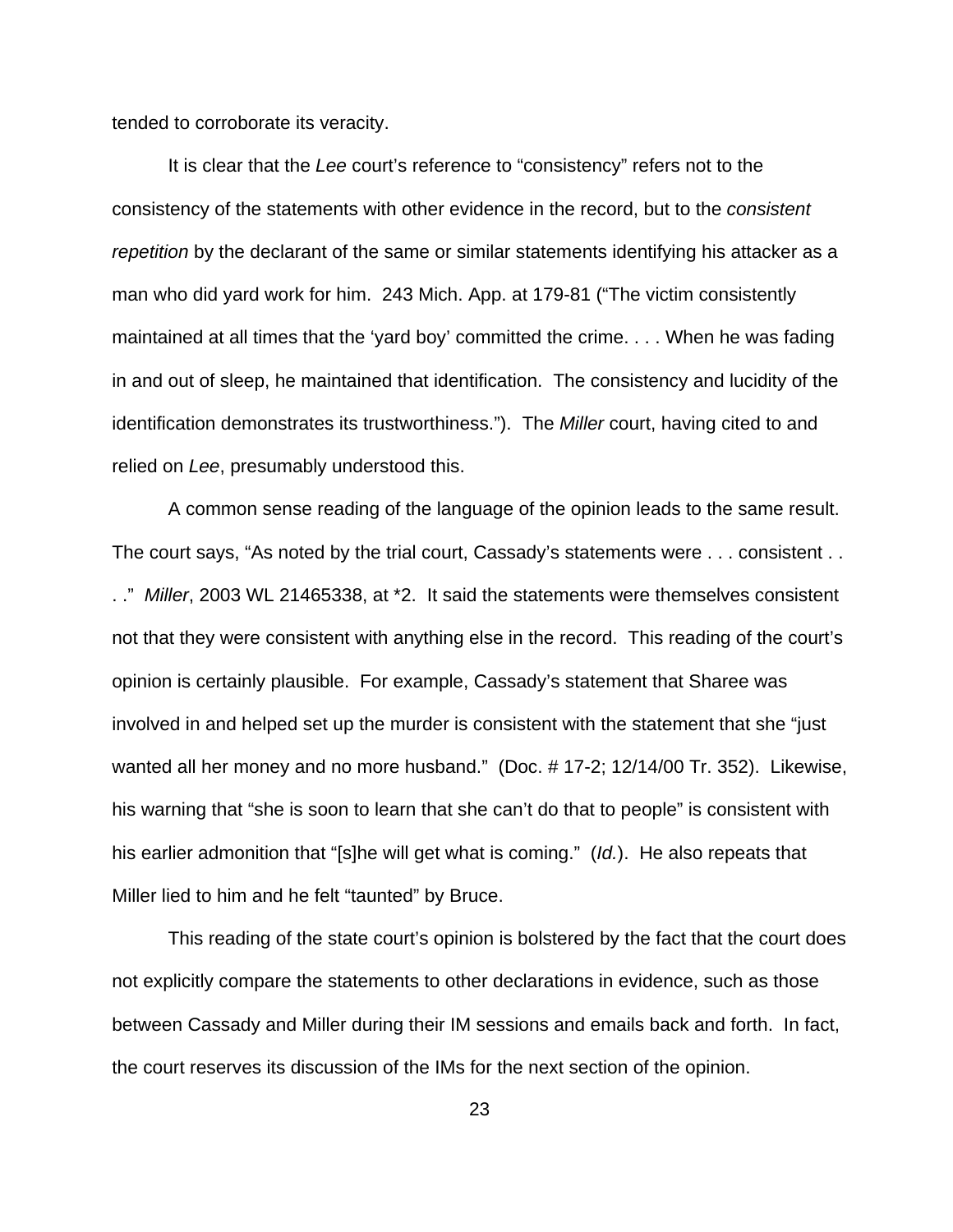tended to corroborate its veracity.

It is clear that the *Lee* court's reference to "consistency" refers not to the consistency of the statements with other evidence in the record, but to the *consistent repetition* by the declarant of the same or similar statements identifying his attacker as a man who did yard work for him. 243 Mich. App. at 179-81 ("The victim consistently maintained at all times that the 'yard boy' committed the crime. . . . When he was fading in and out of sleep, he maintained that identification. The consistency and lucidity of the identification demonstrates its trustworthiness."). The *Miller* court, having cited to and relied on *Lee*, presumably understood this.

A common sense reading of the language of the opinion leads to the same result. The court says, "As noted by the trial court, Cassady's statements were . . . consistent . . . ." *Miller*, 2003 WL 21465338, at *2. It said the statements were themselves consistent not that they were consistent with anything else in the record. This reading of the court's opinion is certainly plausible. For example, Cassady's statement that Sharee was involved in and helped set up the murder is consistent with the statement that she "just wanted all her money and no more husband." (Doc. # 17-2; 12/14/00 Tr. 352). Likewise, his warning that "she is soon to learn that she can't do that to people" is consistent with his earlier admonition that "[s]he will get what is coming." (*Id.*). He also repeats that Miller lied to him and he felt "taunted" by Bruce.

This reading of the state court's opinion is bolstered by the fact that the court does not explicitly compare the statements to other declarations in evidence, such as those between Cassady and Miller during their IM sessions and emails back and forth. In fact, the court reserves its discussion of the IMs for the next section of the opinion.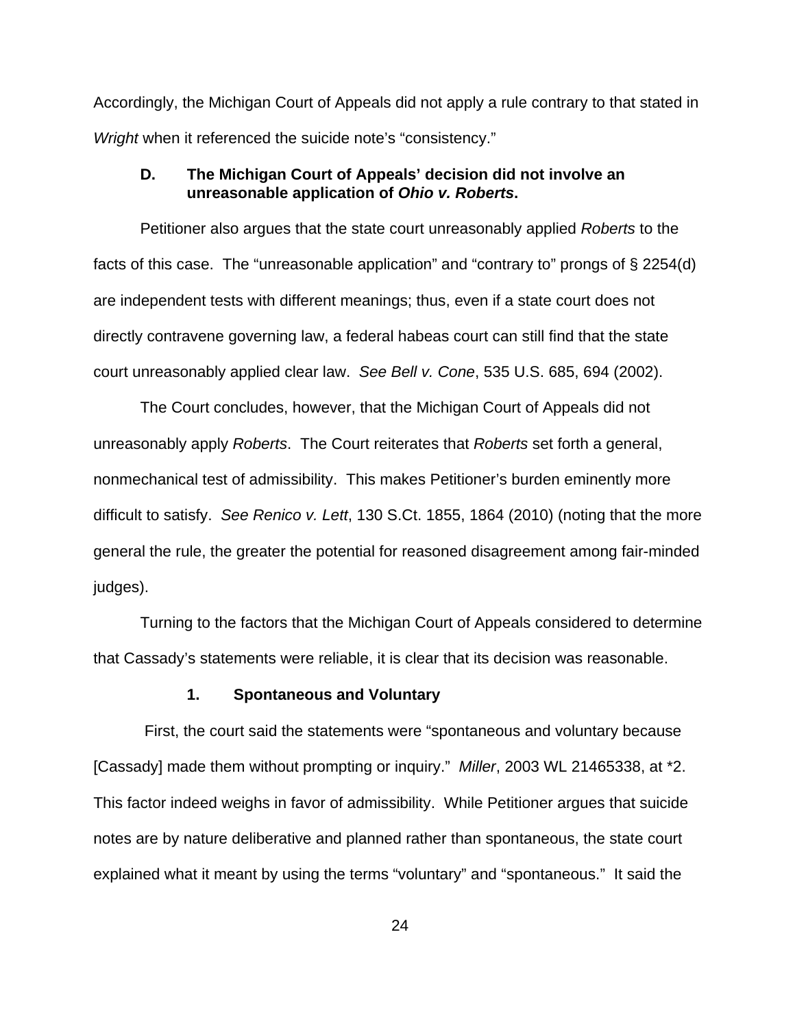Accordingly, the Michigan Court of Appeals did not apply a rule contrary to that stated in *Wright* when it referenced the suicide note's "consistency."

### D. The Michigan Court of Appeals' decision did not involve an unreasonable application of *Ohio v. Roberts*.

Petitioner also argues that the state court unreasonably applied *Roberts* to the facts of this case. The "unreasonable application" and "contrary to" prongs of § 2254(d) are independent tests with different meanings; thus, even if a state court does not directly contravene governing law, a federal habeas court can still find that the state court unreasonably applied clear law. *See Bell v. Cone*, 535 U.S. 685, 694 (2002).

The Court concludes, however, that the Michigan Court of Appeals did not unreasonably apply *Roberts*. The Court reiterates that *Roberts* set forth a general, nonmechanical test of admissibility. This makes Petitioner's burden eminently more difficult to satisfy. *See Renico v. Lett*, 130 S.Ct. 1855, 1864 (2010) (noting that the more general the rule, the greater the potential for reasoned disagreement among fair-minded judges).

Turning to the factors that the Michigan Court of Appeals considered to determine that Cassady's statements were reliable, it is clear that its decision was reasonable.

#### 1. Spontaneous and Voluntary

First, the court said the statements were "spontaneous and voluntary because [Cassady] made them without prompting or inquiry." *Miller*, 2003 WL 21465338, at *2. This factor indeed weighs in favor of admissibility. While Petitioner argues that suicide notes are by nature deliberative and planned rather than spontaneous, the state court explained what it meant by using the terms "voluntary" and "spontaneous." It said the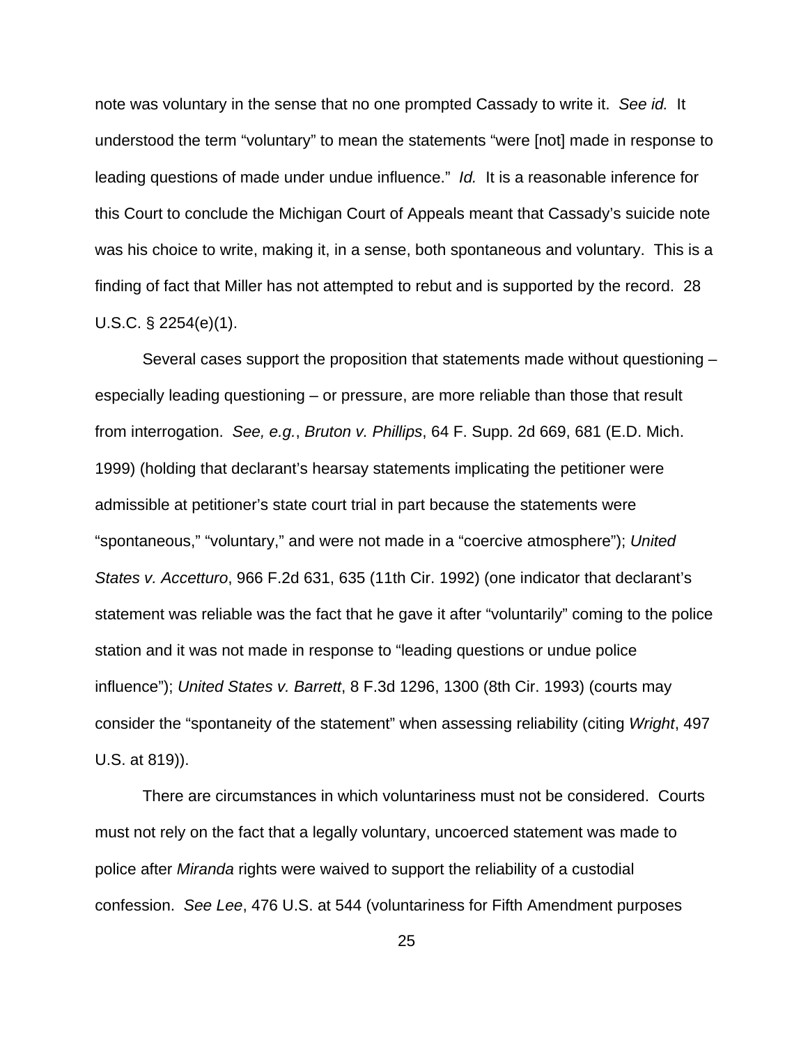note was voluntary in the sense that no one prompted Cassady to write it. *See id.* It understood the term "voluntary" to mean the statements "were [not] made in response to leading questions of made under undue influence." *Id.* It is a reasonable inference for this Court to conclude the Michigan Court of Appeals meant that Cassady's suicide note was his choice to write, making it, in a sense, both spontaneous and voluntary. This is a finding of fact that Miller has not attempted to rebut and is supported by the record. 28 U.S.C. § 2254(e)(1).

Several cases support the proposition that statements made without questioning – especially leading questioning – or pressure, are more reliable than those that result from interrogation. *See, e.g.*, *Bruton v. Phillips*, 64 F. Supp. 2d 669, 681 (E.D. Mich. 1999) (holding that declarant's hearsay statements implicating the petitioner were admissible at petitioner's state court trial in part because the statements were "spontaneous," "voluntary," and were not made in a "coercive atmosphere"); *United States v. Accetturo*, 966 F.2d 631, 635 (11th Cir. 1992) (one indicator that declarant's statement was reliable was the fact that he gave it after "voluntarily" coming to the police station and it was not made in response to "leading questions or undue police influence"); *United States v. Barrett*, 8 F.3d 1296, 1300 (8th Cir. 1993) (courts may consider the "spontaneity of the statement" when assessing reliability (citing *Wright*, 497 U.S. at 819)).

There are circumstances in which voluntariness must not be considered. Courts must not rely on the fact that a legally voluntary, uncoerced statement was made to police after *Miranda* rights were waived to support the reliability of a custodial confession. *See Lee*, 476 U.S. at 544 (voluntariness for Fifth Amendment purposes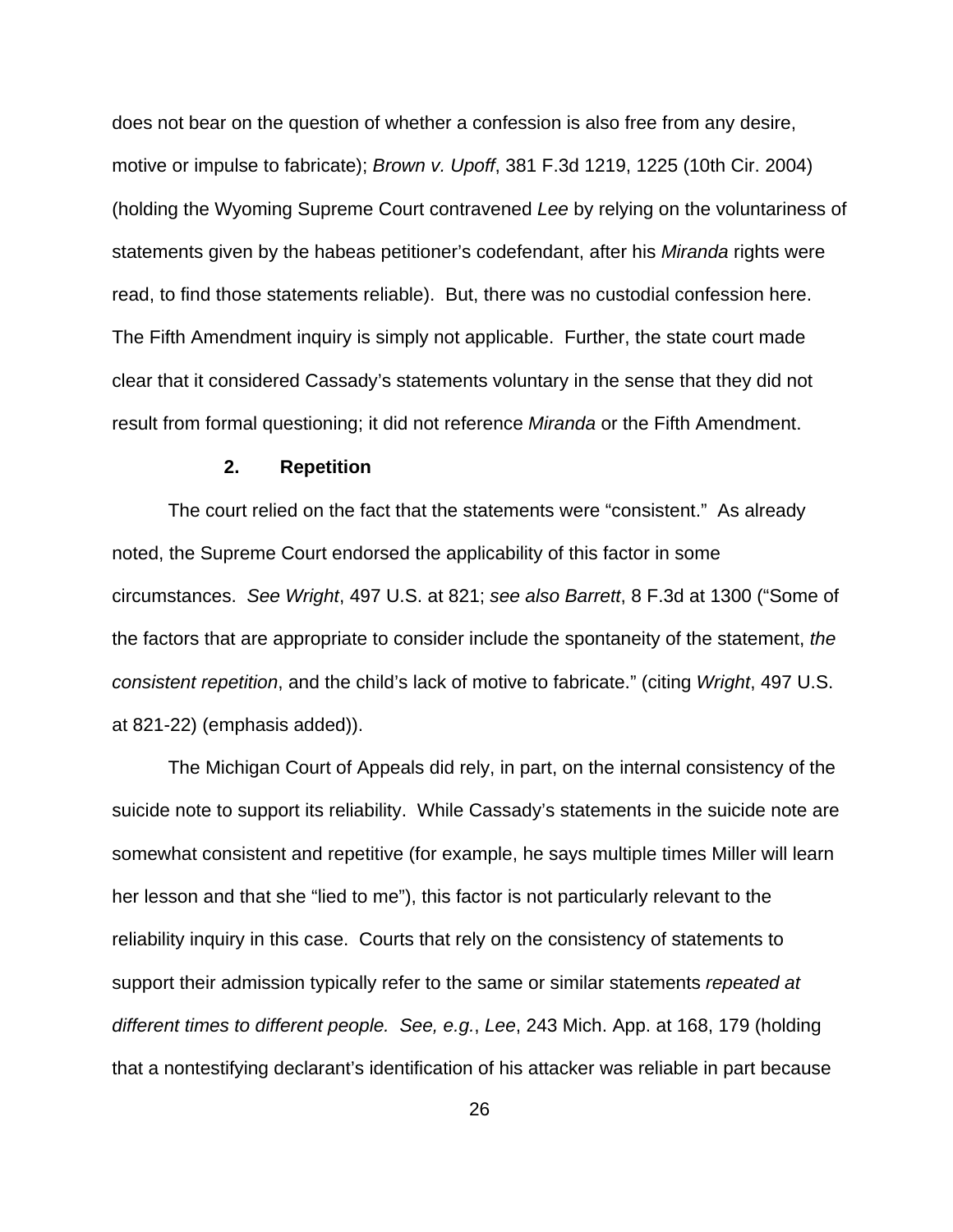does not bear on the question of whether a confession is also free from any desire, motive or impulse to fabricate); *Brown v. Upoff*, 381 F.3d 1219, 1225 (10th Cir. 2004) (holding the Wyoming Supreme Court contravened *Lee* by relying on the voluntariness of statements given by the habeas petitioner's codefendant, after his *Miranda* rights were read, to find those statements reliable). But, there was no custodial confession here. The Fifth Amendment inquiry is simply not applicable. Further, the state court made clear that it considered Cassady's statements voluntary in the sense that they did not result from formal questioning; it did not reference *Miranda* or the Fifth Amendment.

**2. Repetition**

The court relied on the fact that the statements were "consistent." As already noted, the Supreme Court endorsed the applicability of this factor in some circumstances. *See Wright*, 497 U.S. at 821; *see also Barrett*, 8 F.3d at 1300 ("Some of the factors that are appropriate to consider include the spontaneity of the statement, *the consistent repetition*, and the child's lack of motive to fabricate." (citing *Wright*, 497 U.S. at 821-22) (emphasis added)).

The Michigan Court of Appeals did rely, in part, on the internal consistency of the suicide note to support its reliability. While Cassady's statements in the suicide note are somewhat consistent and repetitive (for example, he says multiple times Miller will learn her lesson and that she "lied to me"), this factor is not particularly relevant to the reliability inquiry in this case. Courts that rely on the consistency of statements to support their admission typically refer to the same or similar statements *repeated at different times to different people. See, e.g.*, *Lee*, 243 Mich. App. at 168, 179 (holding that a nontestifying declarant's identification of his attacker was reliable in part because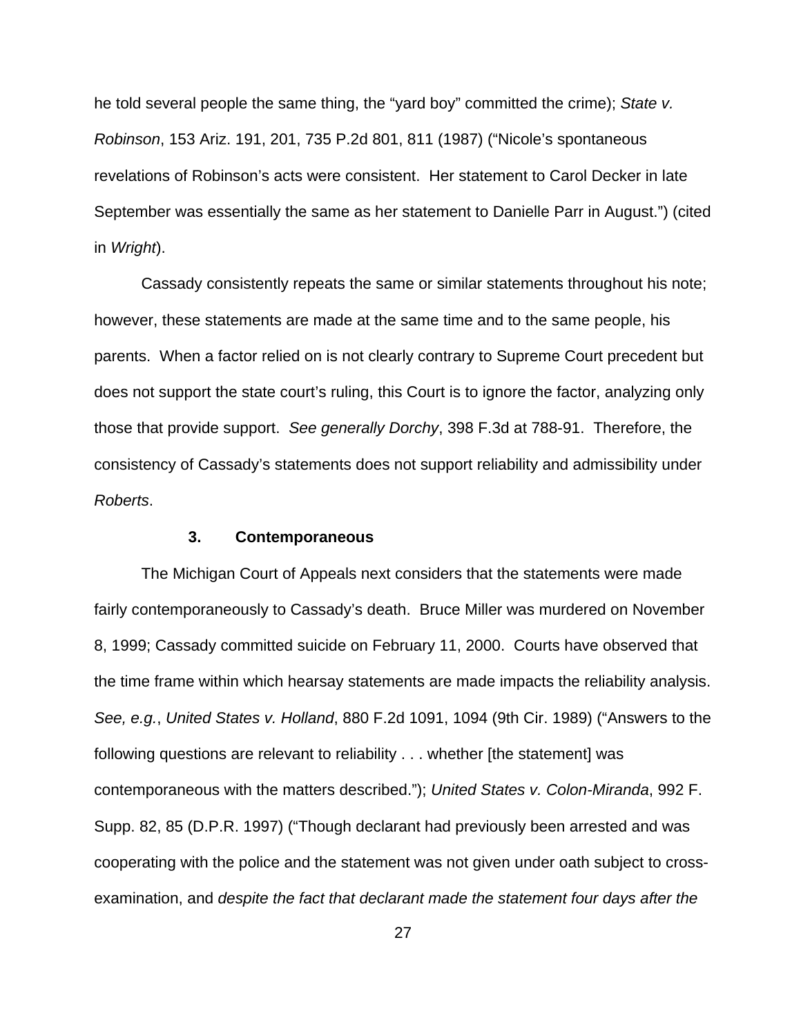he told several people the same thing, the "yard boy" committed the crime); *State v. Robinson*, 153 Ariz. 191, 201, 735 P.2d 801, 811 (1987) ("Nicole's spontaneous revelations of Robinson's acts were consistent. Her statement to Carol Decker in late September was essentially the same as her statement to Danielle Parr in August.") (cited in *Wright*).

Cassady consistently repeats the same or similar statements throughout his note; however, these statements are made at the same time and to the same people, his parents. When a factor relied on is not clearly contrary to Supreme Court precedent but does not support the state court's ruling, this Court is to ignore the factor, analyzing only those that provide support. *See generally Dorchy*, 398 F.3d at 788-91. Therefore, the consistency of Cassady's statements does not support reliability and admissibility under *Roberts*.

### 3. Contemporaneous

The Michigan Court of Appeals next considers that the statements were made fairly contemporaneously to Cassady's death. Bruce Miller was murdered on November 8, 1999; Cassady committed suicide on February 11, 2000. Courts have observed that the time frame within which hearsay statements are made impacts the reliability analysis. *See, e.g.*, *United States v. Holland*, 880 F.2d 1091, 1094 (9th Cir. 1989) ("Answers to the following questions are relevant to reliability . . . whether [the statement] was contemporaneous with the matters described."); *United States v. Colon-Miranda*, 992 F. Supp. 82, 85 (D.P.R. 1997) ("Though declarant had previously been arrested and was cooperating with the police and the statement was not given under oath subject to cross-examination, and *despite the fact that declarant made the statement four days after the*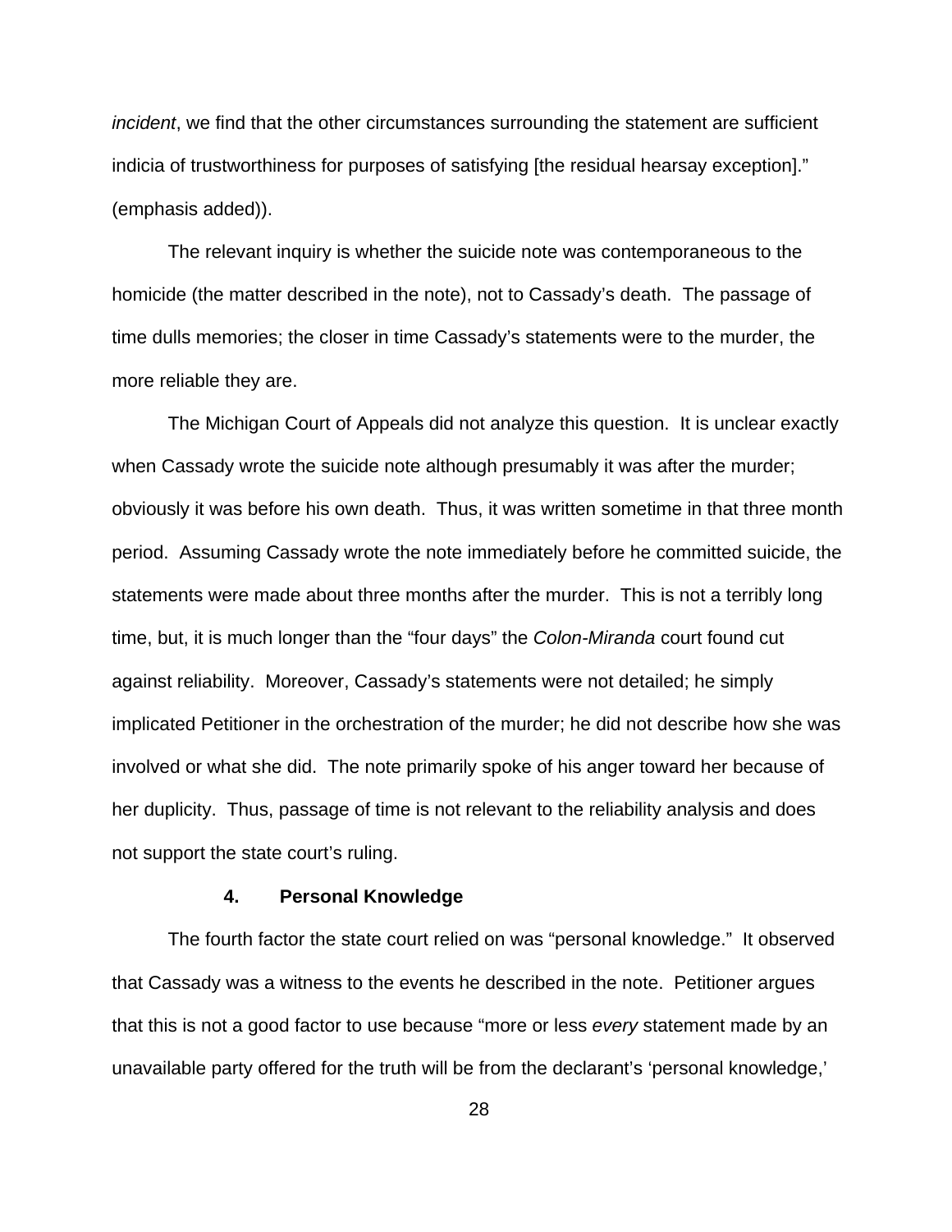*incident*, we find that the other circumstances surrounding the statement are sufficient indicia of trustworthiness for purposes of satisfying [the residual hearsay exception]." (emphasis added)).

The relevant inquiry is whether the suicide note was contemporaneous to the homicide (the matter described in the note), not to Cassady's death. The passage of time dulls memories; the closer in time Cassady's statements were to the murder, the more reliable they are.

The Michigan Court of Appeals did not analyze this question. It is unclear exactly when Cassady wrote the suicide note although presumably it was after the murder; obviously it was before his own death. Thus, it was written sometime in that three month period. Assuming Cassady wrote the note immediately before he committed suicide, the statements were made about three months after the murder. This is not a terribly long time, but, it is much longer than the "four days" the *Colon-Miranda* court found cut against reliability. Moreover, Cassady's statements were not detailed; he simply implicated Petitioner in the orchestration of the murder; he did not describe how she was involved or what she did. The note primarily spoke of his anger toward her because of her duplicity. Thus, passage of time is not relevant to the reliability analysis and does not support the state court's ruling.

### 4. Personal Knowledge

The fourth factor the state court relied on was "personal knowledge." It observed that Cassady was a witness to the events he described in the note. Petitioner argues that this is not a good factor to use because "more or less *every* statement made by an unavailable party offered for the truth will be from the declarant's 'personal knowledge,'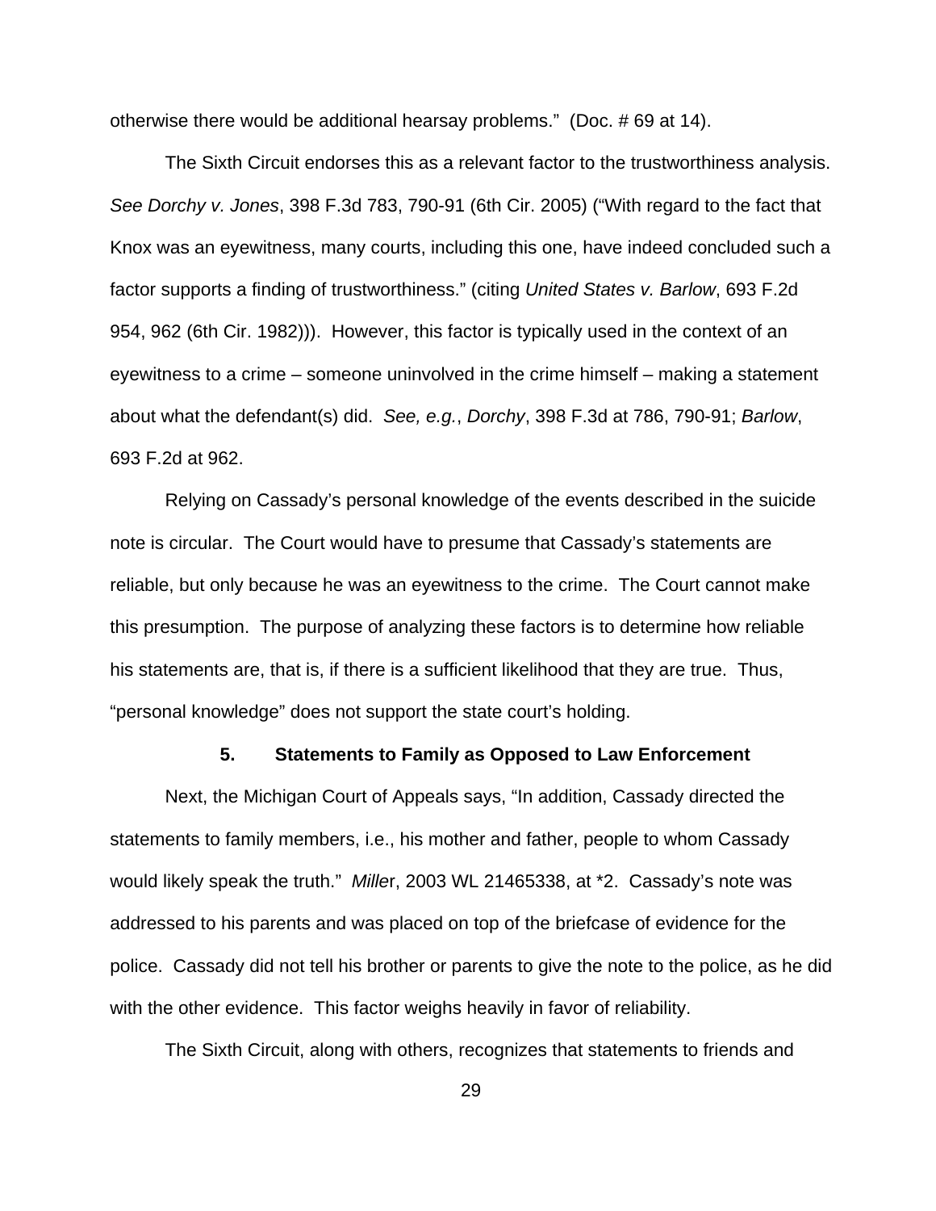otherwise there would be additional hearsay problems." (Doc. # 69 at 14).

The Sixth Circuit endorses this as a relevant factor to the trustworthiness analysis. *See Dorchy v. Jones*, 398 F.3d 783, 790-91 (6th Cir. 2005) ("With regard to the fact that Knox was an eyewitness, many courts, including this one, have indeed concluded such a factor supports a finding of trustworthiness." (citing *United States v. Barlow*, 693 F.2d 954, 962 (6th Cir. 1982))). However, this factor is typically used in the context of an eyewitness to a crime – someone uninvolved in the crime himself – making a statement about what the defendant(s) did. *See, e.g.*, *Dorchy*, 398 F.3d at 786, 790-91; *Barlow*, 693 F.2d at 962.

Relying on Cassady's personal knowledge of the events described in the suicide note is circular. The Court would have to presume that Cassady's statements are reliable, but only because he was an eyewitness to the crime. The Court cannot make this presumption. The purpose of analyzing these factors is to determine how reliable his statements are, that is, if there is a sufficient likelihood that they are true. Thus, "personal knowledge" does not support the state court's holding.

### 5. Statements to Family as Opposed to Law Enforcement

Next, the Michigan Court of Appeals says, "In addition, Cassady directed the statements to family members, i.e., his mother and father, people to whom Cassady would likely speak the truth." *Miller*, 2003 WL 21465338, at *2. Cassady's note was addressed to his parents and was placed on top of the briefcase of evidence for the police. Cassady did not tell his brother or parents to give the note to the police, as he did with the other evidence. This factor weighs heavily in favor of reliability.

The Sixth Circuit, along with others, recognizes that statements to friends and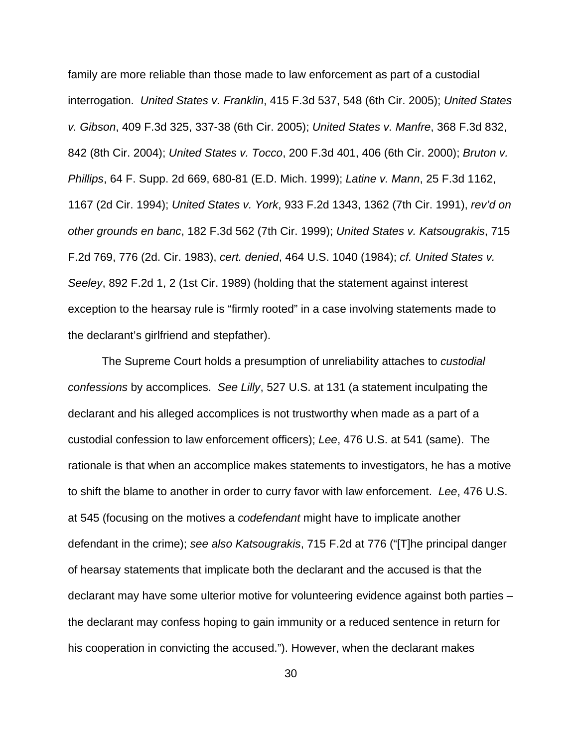family are more reliable than those made to law enforcement as part of a custodial interrogation. *United States v. Franklin*, 415 F.3d 537, 548 (6th Cir. 2005); *United States v. Gibson*, 409 F.3d 325, 337-38 (6th Cir. 2005); *United States v. Manfre*, 368 F.3d 832, 842 (8th Cir. 2004); *United States v. Tocco*, 200 F.3d 401, 406 (6th Cir. 2000); *Bruton v. Phillips*, 64 F. Supp. 2d 669, 680-81 (E.D. Mich. 1999); *Latine v. Mann*, 25 F.3d 1162, 1167 (2d Cir. 1994); *United States v. York*, 933 F.2d 1343, 1362 (7th Cir. 1991), *rev'd on other grounds en banc*, 182 F.3d 562 (7th Cir. 1999); *United States v. Katsougrakis*, 715 F.2d 769, 776 (2d. Cir. 1983), *cert. denied*, 464 U.S. 1040 (1984); *cf. United States v. Seeley*, 892 F.2d 1, 2 (1st Cir. 1989) (holding that the statement against interest exception to the hearsay rule is "firmly rooted" in a case involving statements made to the declarant's girlfriend and stepfather).

The Supreme Court holds a presumption of unreliability attaches to *custodial confessions* by accomplices. *See Lilly*, 527 U.S. at 131 (a statement inculpating the declarant and his alleged accomplices is not trustworthy when made as a part of a custodial confession to law enforcement officers); *Lee*, 476 U.S. at 541 (same). The rationale is that when an accomplice makes statements to investigators, he has a motive to shift the blame to another in order to curry favor with law enforcement. *Lee*, 476 U.S. at 545 (focusing on the motives a *codefendant* might have to implicate another defendant in the crime); *see also Katsougrakis*, 715 F.2d at 776 ("[T]he principal danger of hearsay statements that implicate both the declarant and the accused is that the declarant may have some ulterior motive for volunteering evidence against both parties – the declarant may confess hoping to gain immunity or a reduced sentence in return for his cooperation in convicting the accused."). However, when the declarant makes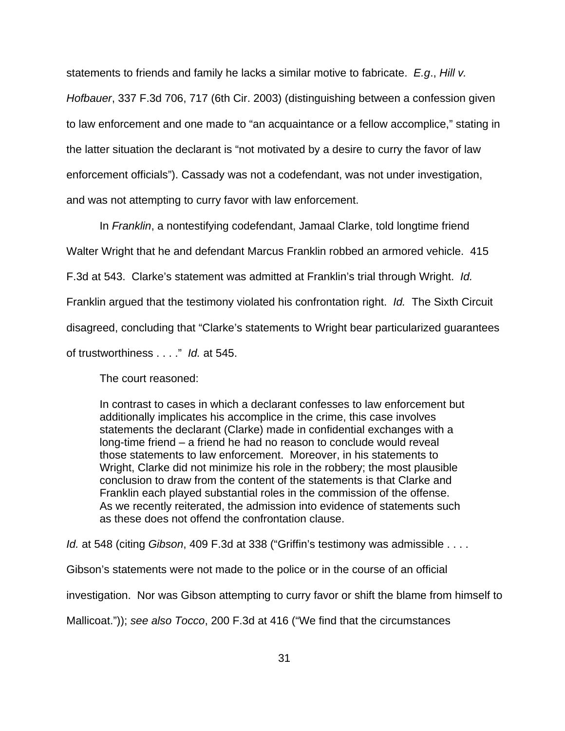statements to friends and family he lacks a similar motive to fabricate. *E.g*., *Hill v. Hofbauer*, 337 F.3d 706, 717 (6th Cir. 2003) (distinguishing between a confession given to law enforcement and one made to "an acquaintance or a fellow accomplice," stating in the latter situation the declarant is "not motivated by a desire to curry the favor of law enforcement officials"). Cassady was not a codefendant, was not under investigation, and was not attempting to curry favor with law enforcement.

In *Franklin*, a nontestifying codefendant, Jamaal Clarke, told longtime friend Walter Wright that he and defendant Marcus Franklin robbed an armored vehicle. 415 F.3d at 543. Clarke's statement was admitted at Franklin's trial through Wright. *Id.* Franklin argued that the testimony violated his confrontation right. *Id.* The Sixth Circuit disagreed, concluding that "Clarke's statements to Wright bear particularized guarantees of trustworthiness . . . ." *Id.* at 545.

The court reasoned:

> In contrast to cases in which a declarant confesses to law enforcement but additionally implicates his accomplice in the crime, this case involves statements the declarant (Clarke) made in confidential exchanges with a long-time friend – a friend he had no reason to conclude would reveal those statements to law enforcement. Moreover, in his statements to Wright, Clarke did not minimize his role in the robbery; the most plausible conclusion to draw from the content of the statements is that Clarke and Franklin each played substantial roles in the commission of the offense. As we recently reiterated, the admission into evidence of statements such as these does not offend the confrontation clause.

*Id.* at 548 (citing *Gibson*, 409 F.3d at 338 ("Griffin's testimony was admissible . . . . Gibson's statements were not made to the police or in the course of an official investigation. Nor was Gibson attempting to curry favor or shift the blame from himself to Mallicoat.")); *see also Tocco*, 200 F.3d at 416 ("We find that the circumstances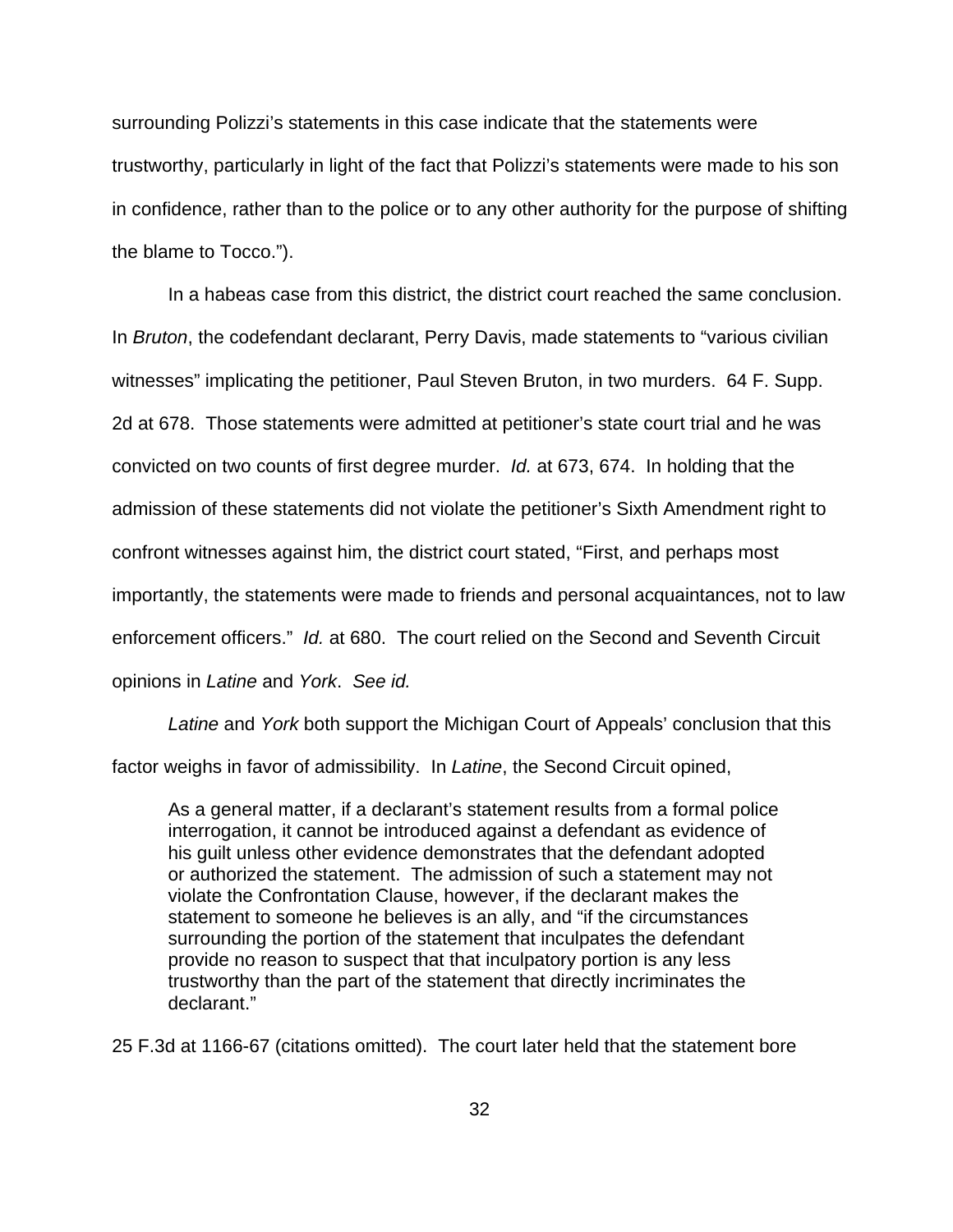surrounding Polizzi's statements in this case indicate that the statements were trustworthy, particularly in light of the fact that Polizzi's statements were made to his son in confidence, rather than to the police or to any other authority for the purpose of shifting the blame to Tocco.").

In a habeas case from this district, the district court reached the same conclusion. In *Bruton*, the codefendant declarant, Perry Davis, made statements to "various civilian witnesses" implicating the petitioner, Paul Steven Bruton, in two murders. 64 F. Supp. 2d at 678. Those statements were admitted at petitioner's state court trial and he was convicted on two counts of first degree murder. *Id.* at 673, 674. In holding that the admission of these statements did not violate the petitioner's Sixth Amendment right to confront witnesses against him, the district court stated, "First, and perhaps most importantly, the statements were made to friends and personal acquaintances, not to law enforcement officers." *Id.* at 680. The court relied on the Second and Seventh Circuit opinions in *Latine* and *York*. *See id.*

*Latine* and *York* both support the Michigan Court of Appeals' conclusion that this factor weighs in favor of admissibility. In *Latine*, the Second Circuit opined,

> As a general matter, if a declarant's statement results from a formal police interrogation, it cannot be introduced against a defendant as evidence of his guilt unless other evidence demonstrates that the defendant adopted or authorized the statement. The admission of such a statement may not violate the Confrontation Clause, however, if the declarant makes the statement to someone he believes is an ally, and "if the circumstances surrounding the portion of the statement that inculpates the defendant provide no reason to suspect that that inculpatory portion is any less trustworthy than the part of the statement that directly incriminates the declarant."

25 F.3d at 1166-67 (citations omitted). The court later held that the statement bore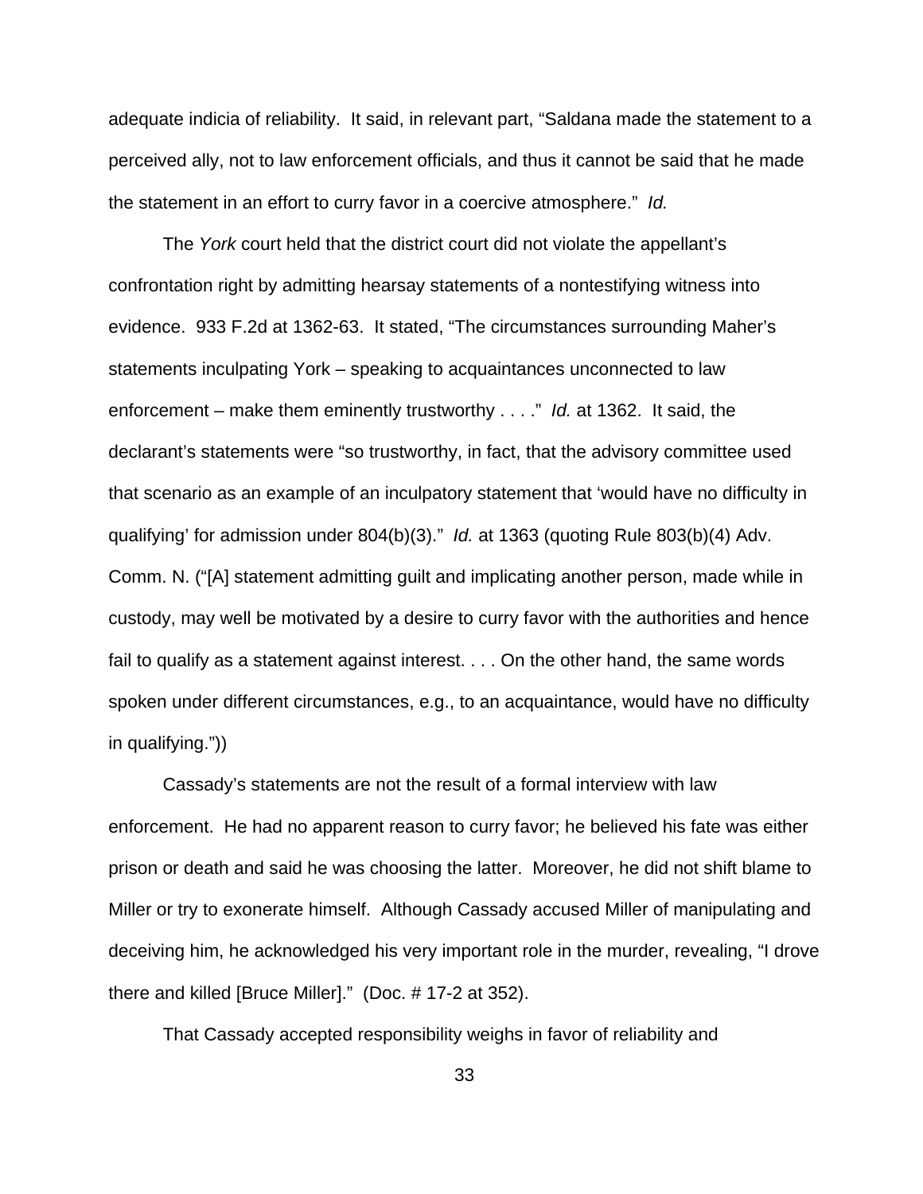adequate indicia of reliability. It said, in relevant part, "Saldana made the statement to a perceived ally, not to law enforcement officials, and thus it cannot be said that he made the statement in an effort to curry favor in a coercive atmosphere." *Id.*

The *York* court held that the district court did not violate the appellant's confrontation right by admitting hearsay statements of a nontestifying witness into evidence. 933 F.2d at 1362-63. It stated, "The circumstances surrounding Maher's statements inculpating York – speaking to acquaintances unconnected to law enforcement – make them eminently trustworthy . . . ." *Id.* at 1362. It said, the declarant's statements were "so trustworthy, in fact, that the advisory committee used that scenario as an example of an inculpatory statement that 'would have no difficulty in qualifying' for admission under 804(b)(3)." *Id.* at 1363 (quoting Rule 803(b)(4) Adv. Comm. N. ("[A] statement admitting guilt and implicating another person, made while in custody, may well be motivated by a desire to curry favor with the authorities and hence fail to qualify as a statement against interest. . . . On the other hand, the same words spoken under different circumstances, e.g., to an acquaintance, would have no difficulty in qualifying."))

Cassady's statements are not the result of a formal interview with law enforcement. He had no apparent reason to curry favor; he believed his fate was either prison or death and said he was choosing the latter. Moreover, he did not shift blame to Miller or try to exonerate himself. Although Cassady accused Miller of manipulating and deceiving him, he acknowledged his very important role in the murder, revealing, "I drove there and killed [Bruce Miller]." (Doc. # 17-2 at 352).

That Cassady accepted responsibility weighs in favor of reliability and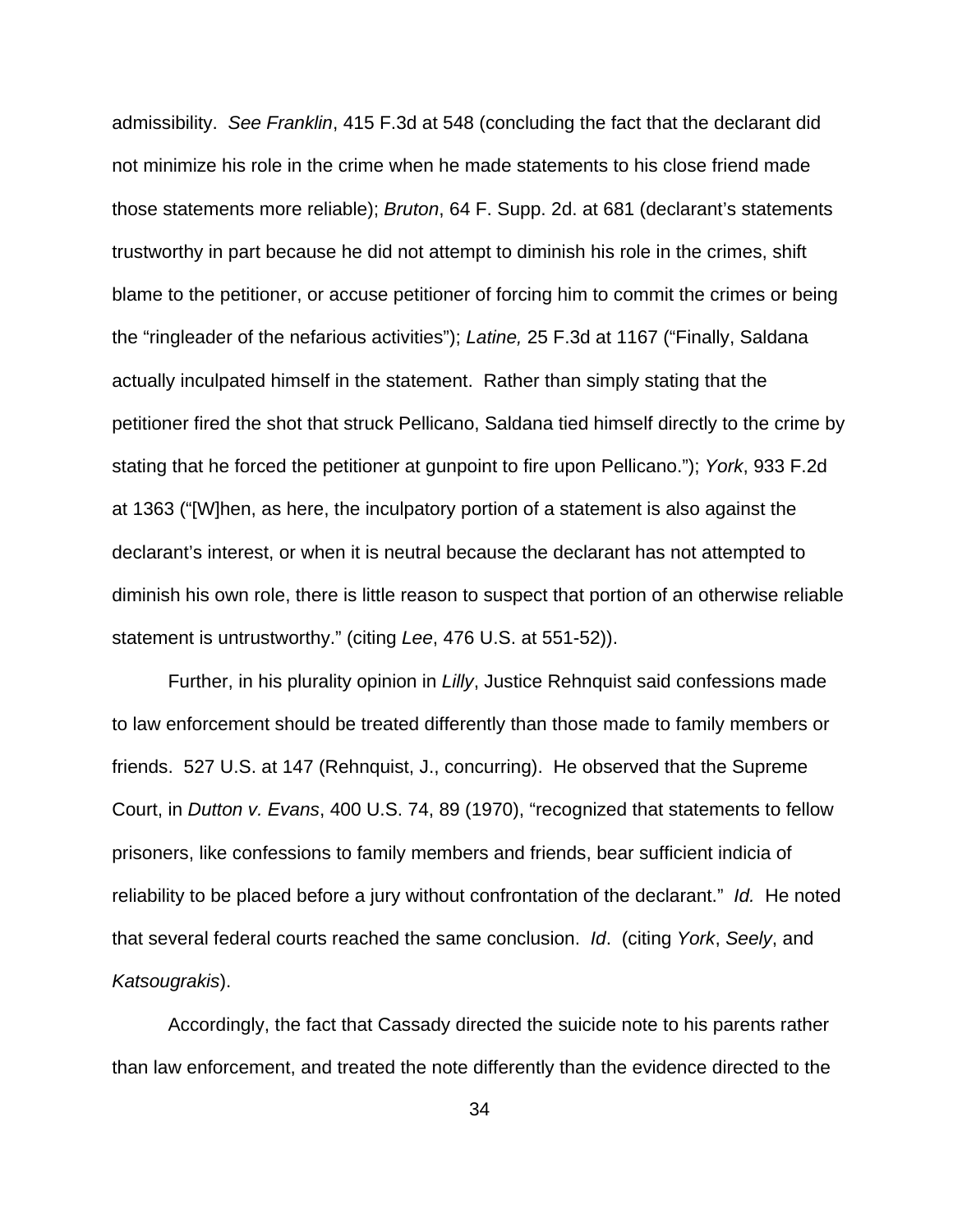admissibility. *See Franklin*, 415 F.3d at 548 (concluding the fact that the declarant did not minimize his role in the crime when he made statements to his close friend made those statements more reliable); *Bruton*, 64 F. Supp. 2d. at 681 (declarant's statements trustworthy in part because he did not attempt to diminish his role in the crimes, shift blame to the petitioner, or accuse petitioner of forcing him to commit the crimes or being the "ringleader of the nefarious activities"); *Latine,* 25 F.3d at 1167 ("Finally, Saldana actually inculpated himself in the statement. Rather than simply stating that the petitioner fired the shot that struck Pellicano, Saldana tied himself directly to the crime by stating that he forced the petitioner at gunpoint to fire upon Pellicano."); *York*, 933 F.2d at 1363 ("[W]hen, as here, the inculpatory portion of a statement is also against the declarant's interest, or when it is neutral because the declarant has not attempted to diminish his own role, there is little reason to suspect that portion of an otherwise reliable statement is untrustworthy." (citing *Lee*, 476 U.S. at 551-52)).

Further, in his plurality opinion in *Lilly*, Justice Rehnquist said confessions made to law enforcement should be treated differently than those made to family members or friends. 527 U.S. at 147 (Rehnquist, J., concurring). He observed that the Supreme Court, in *Dutton v. Evans*, 400 U.S. 74, 89 (1970), "recognized that statements to fellow prisoners, like confessions to family members and friends, bear sufficient indicia of reliability to be placed before a jury without confrontation of the declarant." *Id.* He noted that several federal courts reached the same conclusion. *Id*. (citing *York*, *Seely*, and *Katsougrakis*).

Accordingly, the fact that Cassady directed the suicide note to his parents rather than law enforcement, and treated the note differently than the evidence directed to the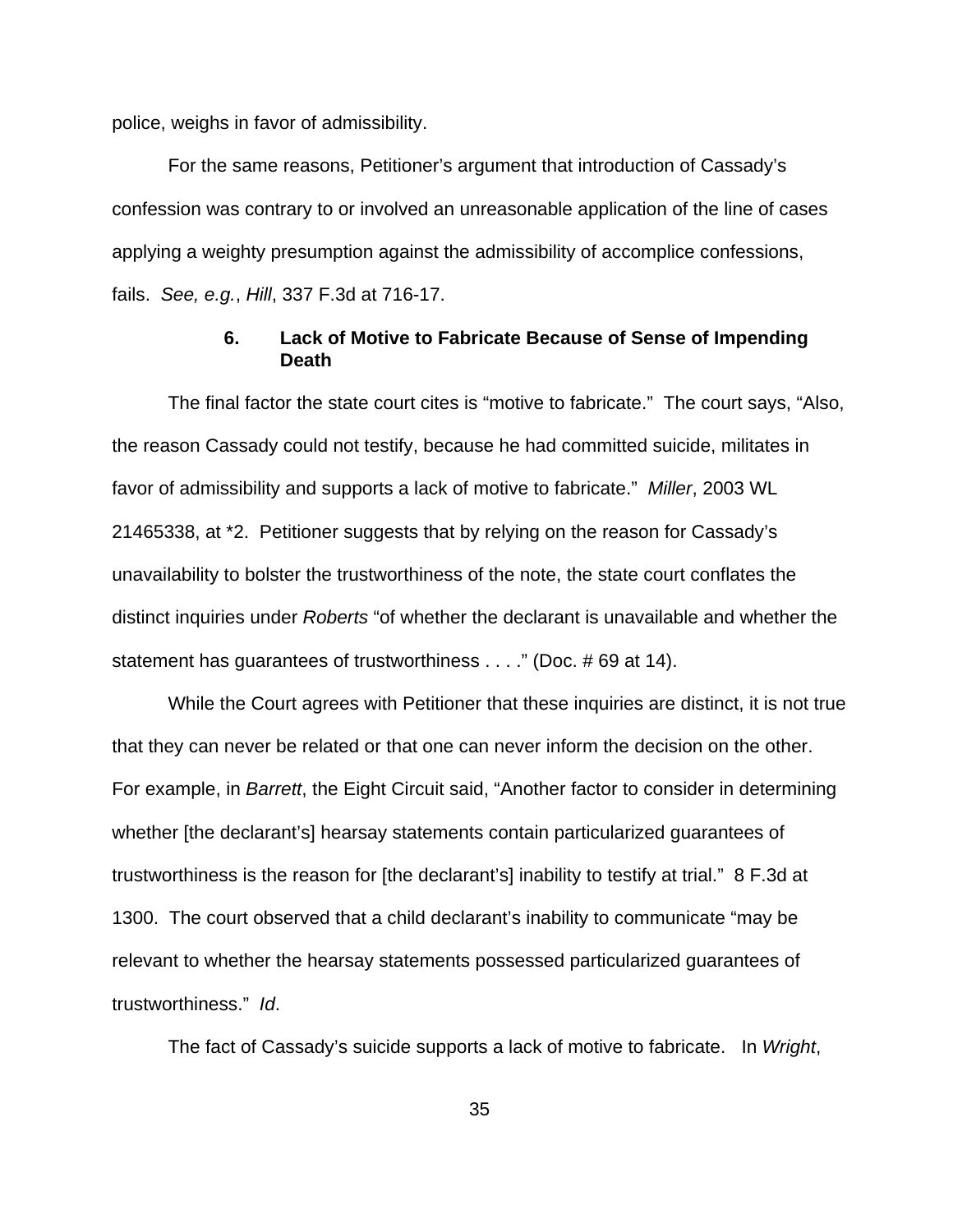police, weighs in favor of admissibility.

For the same reasons, Petitioner's argument that introduction of Cassady's confession was contrary to or involved an unreasonable application of the line of cases applying a weighty presumption against the admissibility of accomplice confessions, fails. *See, e.g.*, *Hill*, 337 F.3d at 716-17.

### 6. Lack of Motive to Fabricate Because of Sense of Impending Death

The final factor the state court cites is "motive to fabricate." The court says, "Also, the reason Cassady could not testify, because he had committed suicide, militates in favor of admissibility and supports a lack of motive to fabricate." *Miller*, 2003 WL 21465338, at *2. Petitioner suggests that by relying on the reason for Cassady's unavailability to bolster the trustworthiness of the note, the state court conflates the distinct inquiries under *Roberts* "of whether the declarant is unavailable and whether the statement has guarantees of trustworthiness . . . ." (Doc. # 69 at 14).

While the Court agrees with Petitioner that these inquiries are distinct, it is not true that they can never be related or that one can never inform the decision on the other. For example, in *Barrett*, the Eight Circuit said, "Another factor to consider in determining whether [the declarant's] hearsay statements contain particularized guarantees of trustworthiness is the reason for [the declarant's] inability to testify at trial." 8 F.3d at 1300. The court observed that a child declarant's inability to communicate "may be relevant to whether the hearsay statements possessed particularized guarantees of trustworthiness." *Id*.

The fact of Cassady's suicide supports a lack of motive to fabricate. In *Wright*,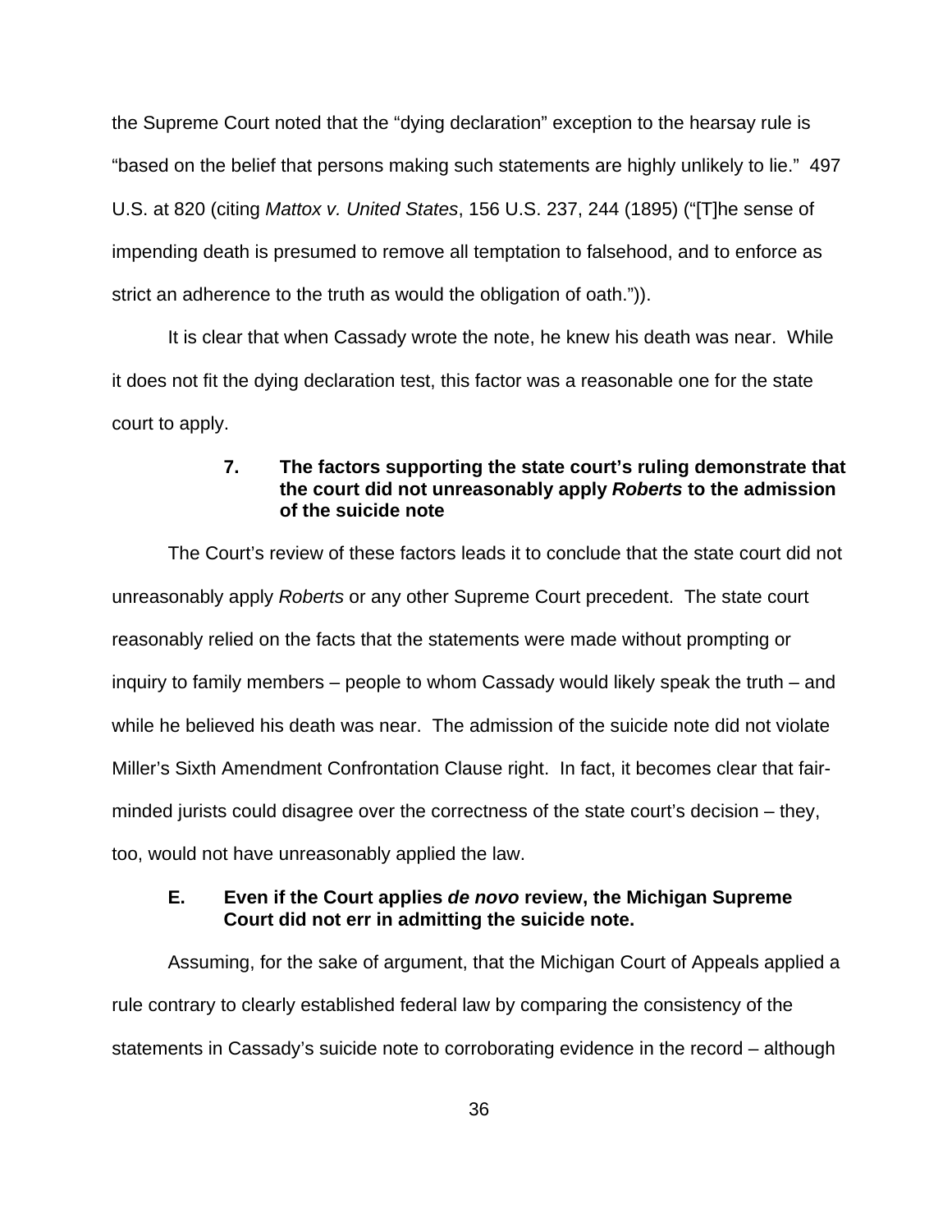the Supreme Court noted that the "dying declaration" exception to the hearsay rule is "based on the belief that persons making such statements are highly unlikely to lie." 497 U.S. at 820 (citing *Mattox v. United States*, 156 U.S. 237, 244 (1895) ("[T]he sense of impending death is presumed to remove all temptation to falsehood, and to enforce as strict an adherence to the truth as would the obligation of oath.")).

It is clear that when Cassady wrote the note, he knew his death was near. While it does not fit the dying declaration test, this factor was a reasonable one for the state court to apply.

#### 7. The factors supporting the state court's ruling demonstrate that the court did not unreasonably apply *Roberts* to the admission of the suicide note

The Court's review of these factors leads it to conclude that the state court did not unreasonably apply *Roberts* or any other Supreme Court precedent. The state court reasonably relied on the facts that the statements were made without prompting or inquiry to family members – people to whom Cassady would likely speak the truth – and while he believed his death was near. The admission of the suicide note did not violate Miller's Sixth Amendment Confrontation Clause right. In fact, it becomes clear that fair-minded jurists could disagree over the correctness of the state court's decision – they, too, would not have unreasonably applied the law.

### E. Even if the Court applies *de novo* review, the Michigan Supreme Court did not err in admitting the suicide note.

Assuming, for the sake of argument, that the Michigan Court of Appeals applied a rule contrary to clearly established federal law by comparing the consistency of the statements in Cassady's suicide note to corroborating evidence in the record – although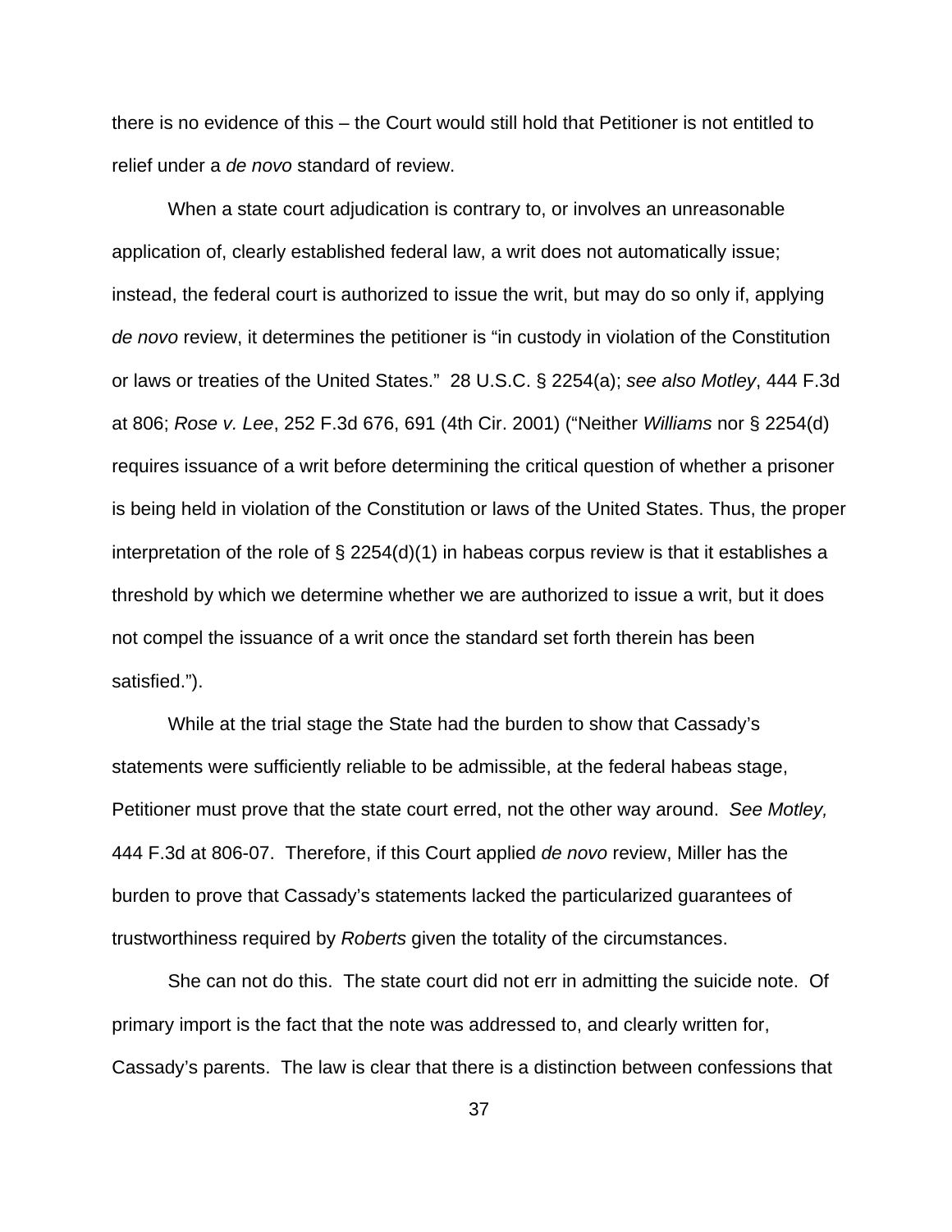there is no evidence of this – the Court would still hold that Petitioner is not entitled to relief under a *de novo* standard of review.

When a state court adjudication is contrary to, or involves an unreasonable application of, clearly established federal law, a writ does not automatically issue; instead, the federal court is authorized to issue the writ, but may do so only if, applying *de novo* review, it determines the petitioner is "in custody in violation of the Constitution or laws or treaties of the United States." 28 U.S.C. § 2254(a); *see also Motley*, 444 F.3d at 806; *Rose v. Lee*, 252 F.3d 676, 691 (4th Cir. 2001) ("Neither *Williams* nor § 2254(d) requires issuance of a writ before determining the critical question of whether a prisoner is being held in violation of the Constitution or laws of the United States. Thus, the proper interpretation of the role of § 2254(d)(1) in habeas corpus review is that it establishes a threshold by which we determine whether we are authorized to issue a writ, but it does not compel the issuance of a writ once the standard set forth therein has been satisfied.").

While at the trial stage the State had the burden to show that Cassady's statements were sufficiently reliable to be admissible, at the federal habeas stage, Petitioner must prove that the state court erred, not the other way around. *See Motley,* 444 F.3d at 806-07. Therefore, if this Court applied *de novo* review, Miller has the burden to prove that Cassady's statements lacked the particularized guarantees of trustworthiness required by *Roberts* given the totality of the circumstances.

She can not do this. The state court did not err in admitting the suicide note. Of primary import is the fact that the note was addressed to, and clearly written for, Cassady's parents. The law is clear that there is a distinction between confessions that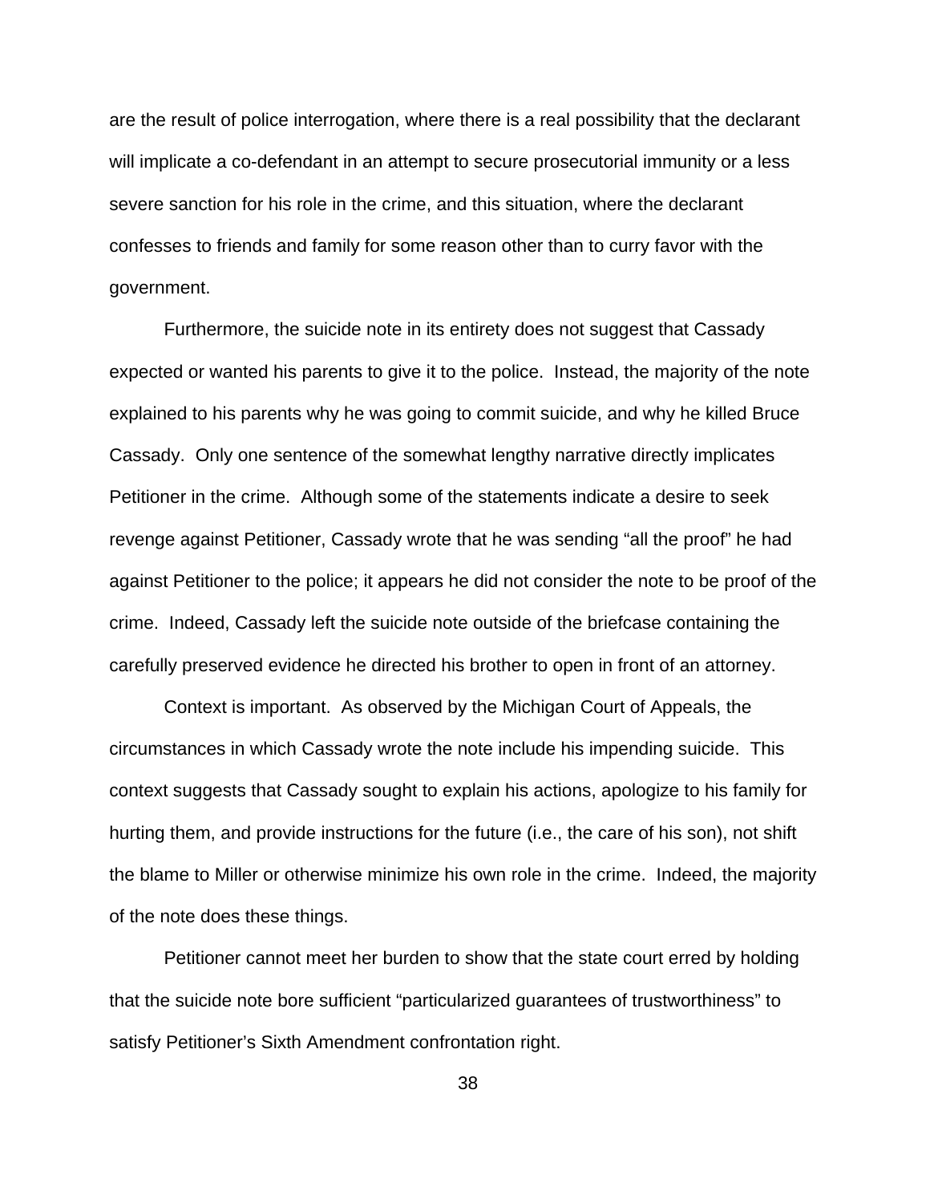are the result of police interrogation, where there is a real possibility that the declarant will implicate a co-defendant in an attempt to secure prosecutorial immunity or a less severe sanction for his role in the crime, and this situation, where the declarant confesses to friends and family for some reason other than to curry favor with the government.

Furthermore, the suicide note in its entirety does not suggest that Cassady expected or wanted his parents to give it to the police. Instead, the majority of the note explained to his parents why he was going to commit suicide, and why he killed Bruce Cassady. Only one sentence of the somewhat lengthy narrative directly implicates Petitioner in the crime. Although some of the statements indicate a desire to seek revenge against Petitioner, Cassady wrote that he was sending "all the proof" he had against Petitioner to the police; it appears he did not consider the note to be proof of the crime. Indeed, Cassady left the suicide note outside of the briefcase containing the carefully preserved evidence he directed his brother to open in front of an attorney.

Context is important. As observed by the Michigan Court of Appeals, the circumstances in which Cassady wrote the note include his impending suicide. This context suggests that Cassady sought to explain his actions, apologize to his family for hurting them, and provide instructions for the future (i.e., the care of his son), not shift the blame to Miller or otherwise minimize his own role in the crime. Indeed, the majority of the note does these things.

Petitioner cannot meet her burden to show that the state court erred by holding that the suicide note bore sufficient "particularized guarantees of trustworthiness" to satisfy Petitioner's Sixth Amendment confrontation right.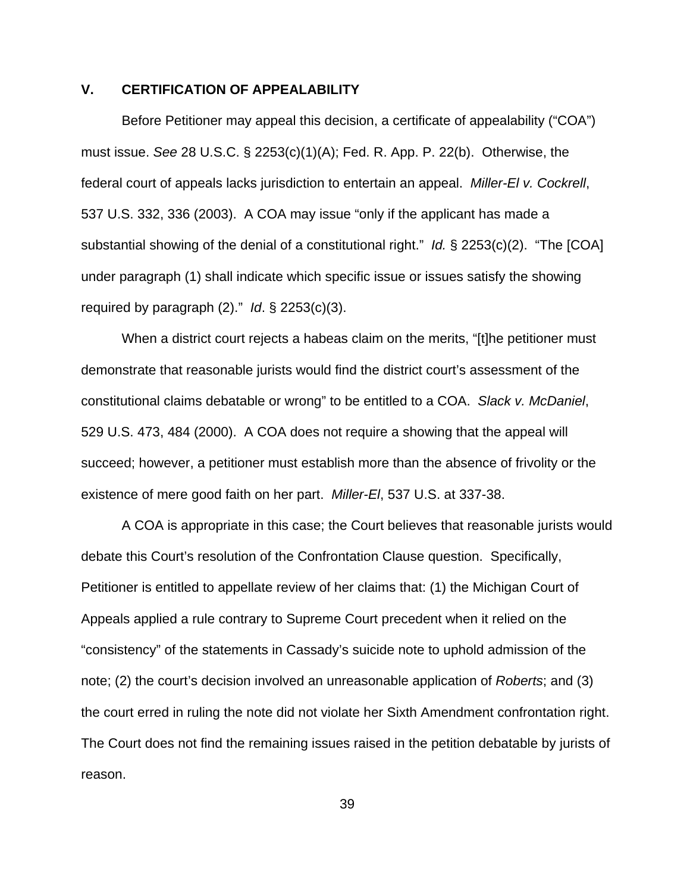## V. CERTIFICATION OF APPEALABILITY

Before Petitioner may appeal this decision, a certificate of appealability ("COA") must issue. *See* 28 U.S.C. § 2253(c)(1)(A); Fed. R. App. P. 22(b). Otherwise, the federal court of appeals lacks jurisdiction to entertain an appeal. *Miller-El v. Cockrell*, 537 U.S. 332, 336 (2003). A COA may issue "only if the applicant has made a substantial showing of the denial of a constitutional right." *Id.* § 2253(c)(2). "The [COA] under paragraph (1) shall indicate which specific issue or issues satisfy the showing required by paragraph (2)." *Id*. § 2253(c)(3).

When a district court rejects a habeas claim on the merits, "[t]he petitioner must demonstrate that reasonable jurists would find the district court's assessment of the constitutional claims debatable or wrong" to be entitled to a COA. *Slack v. McDaniel*, 529 U.S. 473, 484 (2000). A COA does not require a showing that the appeal will succeed; however, a petitioner must establish more than the absence of frivolity or the existence of mere good faith on her part. *Miller-El*, 537 U.S. at 337-38.

A COA is appropriate in this case; the Court believes that reasonable jurists would debate this Court's resolution of the Confrontation Clause question. Specifically, Petitioner is entitled to appellate review of her claims that: (1) the Michigan Court of Appeals applied a rule contrary to Supreme Court precedent when it relied on the "consistency" of the statements in Cassady's suicide note to uphold admission of the note; (2) the court's decision involved an unreasonable application of *Roberts*; and (3) the court erred in ruling the note did not violate her Sixth Amendment confrontation right. The Court does not find the remaining issues raised in the petition debatable by jurists of reason.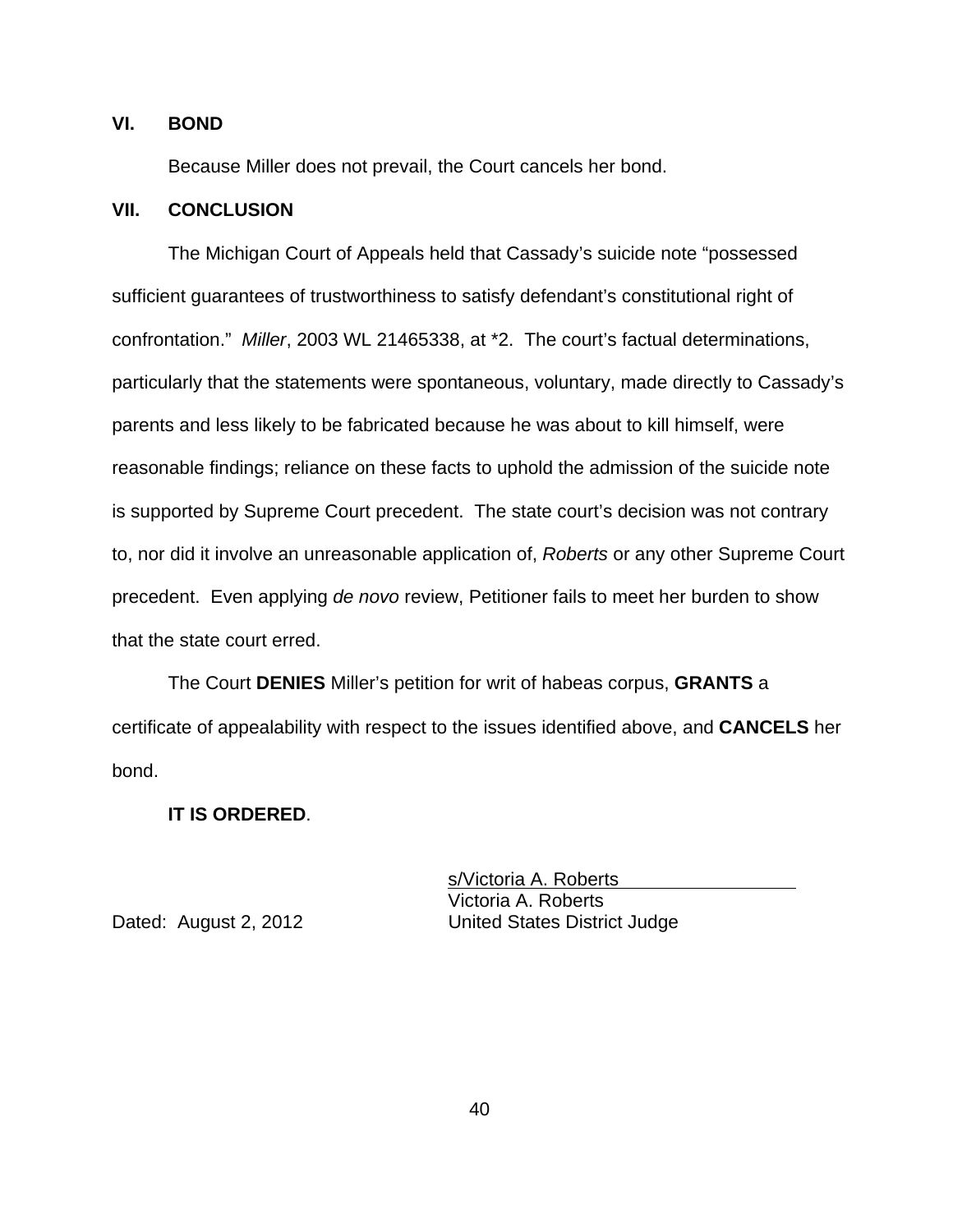## VI. BOND

Because Miller does not prevail, the Court cancels her bond.

## VII. CONCLUSION

The Michigan Court of Appeals held that Cassady's suicide note "possessed sufficient guarantees of trustworthiness to satisfy defendant's constitutional right of confrontation." *Miller*, 2003 WL 21465338, at *2. The court's factual determinations, particularly that the statements were spontaneous, voluntary, made directly to Cassady's parents and less likely to be fabricated because he was about to kill himself, were reasonable findings; reliance on these facts to uphold the admission of the suicide note is supported by Supreme Court precedent. The state court's decision was not contrary to, nor did it involve an unreasonable application of, *Roberts* or any other Supreme Court precedent. Even applying *de novo* review, Petitioner fails to meet her burden to show that the state court erred.

The Court **DENIES** Miller's petition for writ of habeas corpus, **GRANTS** a certificate of appealability with respect to the issues identified above, and **CANCELS** her bond.

**IT IS ORDERED**.

s/Victoria A. Roberts
Victoria A. Roberts
United States District Judge

Dated: August 2, 2012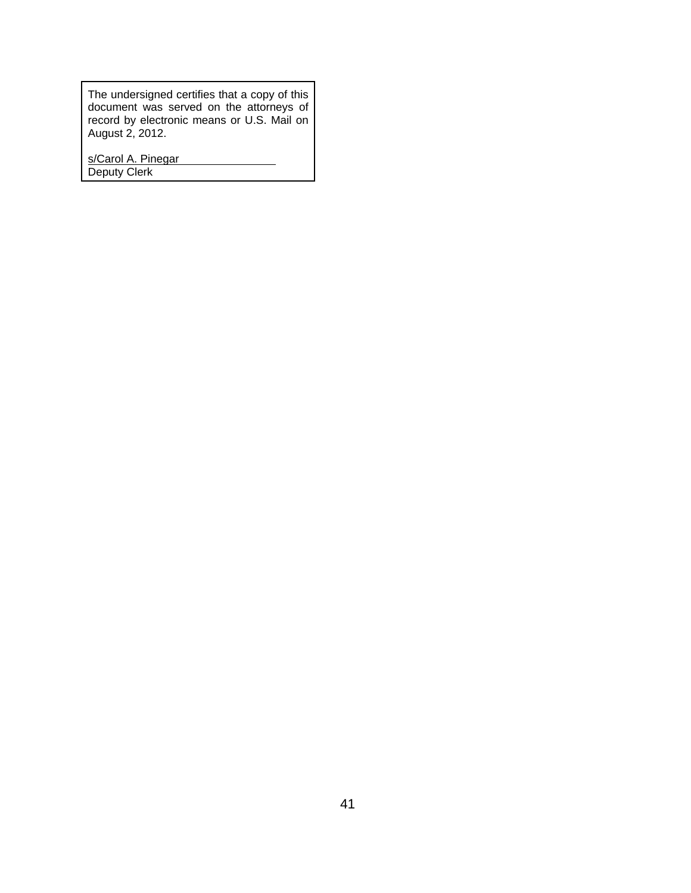The undersigned certifies that a copy of this document was served on the attorneys of record by electronic means or U.S. Mail on August 2, 2012.

s/Carol A. Pinegar
Deputy Clerk